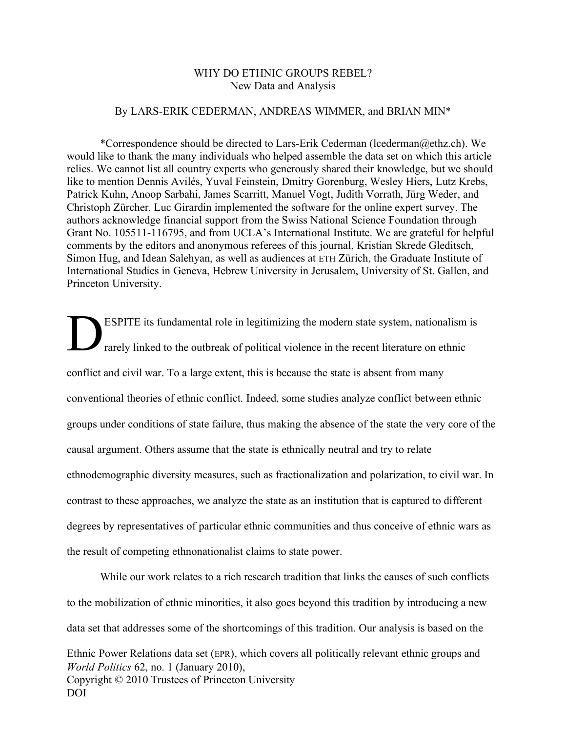# WHY DO ETHNIC GROUPS REBEL?

## New Data and Analysis

By LARS-ERIK CEDERMAN, ANDREAS WIMMER, and BRIAN MIN*

*Correspondence should be directed to Lars-Erik Cederman (lcederman@ethz.ch). We would like to thank the many individuals who helped assemble the data set on which this article relies. We cannot list all country experts who generously shared their knowledge, but we should like to mention Dennis Avilés, Yuval Feinstein, Dmitry Gorenburg, Wesley Hiers, Lutz Krebs, Patrick Kuhn, Anoop Sarbahi, James Scarritt, Manuel Vogt, Judith Vorrath, Jürg Weder, and Christoph Zürcher. Luc Girardin implemented the software for the online expert survey. The authors acknowledge financial support from the Swiss National Science Foundation through Grant No. 105511-116795, and from UCLA's International Institute. We are grateful for helpful comments by the editors and anonymous referees of this journal, Kristian Skrede Gleditsch, Simon Hug, and Idean Salehyan, as well as audiences at ETH Zürich, the Graduate Institute of International Studies in Geneva, Hebrew University in Jerusalem, University of St. Gallen, and Princeton University.

DESPITE its fundamental role in legitimizing the modern state system, nationalism is rarely linked to the outbreak of political violence in the recent literature on ethnic conflict and civil war. To a large extent, this is because the state is absent from many conventional theories of ethnic conflict. Indeed, some studies analyze conflict between ethnic groups under conditions of state failure, thus making the absence of the state the very core of the causal argument. Others assume that the state is ethnically neutral and try to relate ethnodemographic diversity measures, such as fractionalization and polarization, to civil war. In contrast to these approaches, we analyze the state as an institution that is captured to different degrees by representatives of particular ethnic communities and thus conceive of ethnic wars as the result of competing ethnonationalist claims to state power.

While our work relates to a rich research tradition that links the causes of such conflicts to the mobilization of ethnic minorities, it also goes beyond this tradition by introducing a new data set that addresses some of the shortcomings of this tradition. Our analysis is based on the Ethnic Power Relations data set (EPR), which covers all politically relevant ethnic groups and

*World Politics* 62, no. 1 (January 2010),
Copyright © 2010 Trustees of Princeton University
DOI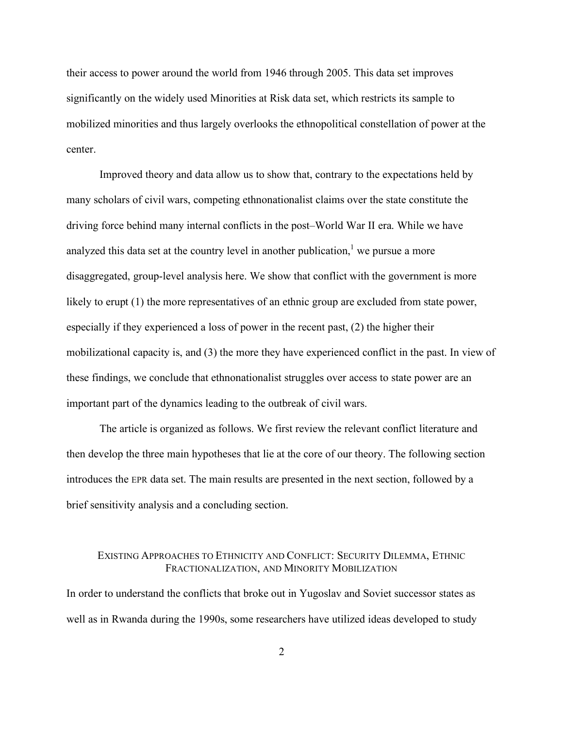their access to power around the world from 1946 through 2005. This data set improves significantly on the widely used Minorities at Risk data set, which restricts its sample to mobilized minorities and thus largely overlooks the ethnopolitical constellation of power at the center.

Improved theory and data allow us to show that, contrary to the expectations held by many scholars of civil wars, competing ethnonationalist claims over the state constitute the driving force behind many internal conflicts in the post–World War II era. While we have analyzed this data set at the country level in another publication,[1] we pursue a more disaggregated, group-level analysis here. We show that conflict with the government is more likely to erupt (1) the more representatives of an ethnic group are excluded from state power, especially if they experienced a loss of power in the recent past, (2) the higher their mobilizational capacity is, and (3) the more they have experienced conflict in the past. In view of these findings, we conclude that ethnonationalist struggles over access to state power are an important part of the dynamics leading to the outbreak of civil wars.

The article is organized as follows. We first review the relevant conflict literature and then develop the three main hypotheses that lie at the core of our theory. The following section introduces the EPR data set. The main results are presented in the next section, followed by a brief sensitivity analysis and a concluding section.

## Existing Approaches to Ethnicity and Conflict: Security Dilemma, Ethnic Fractionalization, and Minority Mobilization

In order to understand the conflicts that broke out in Yugoslav and Soviet successor states as well as in Rwanda during the 1990s, some researchers have utilized ideas developed to study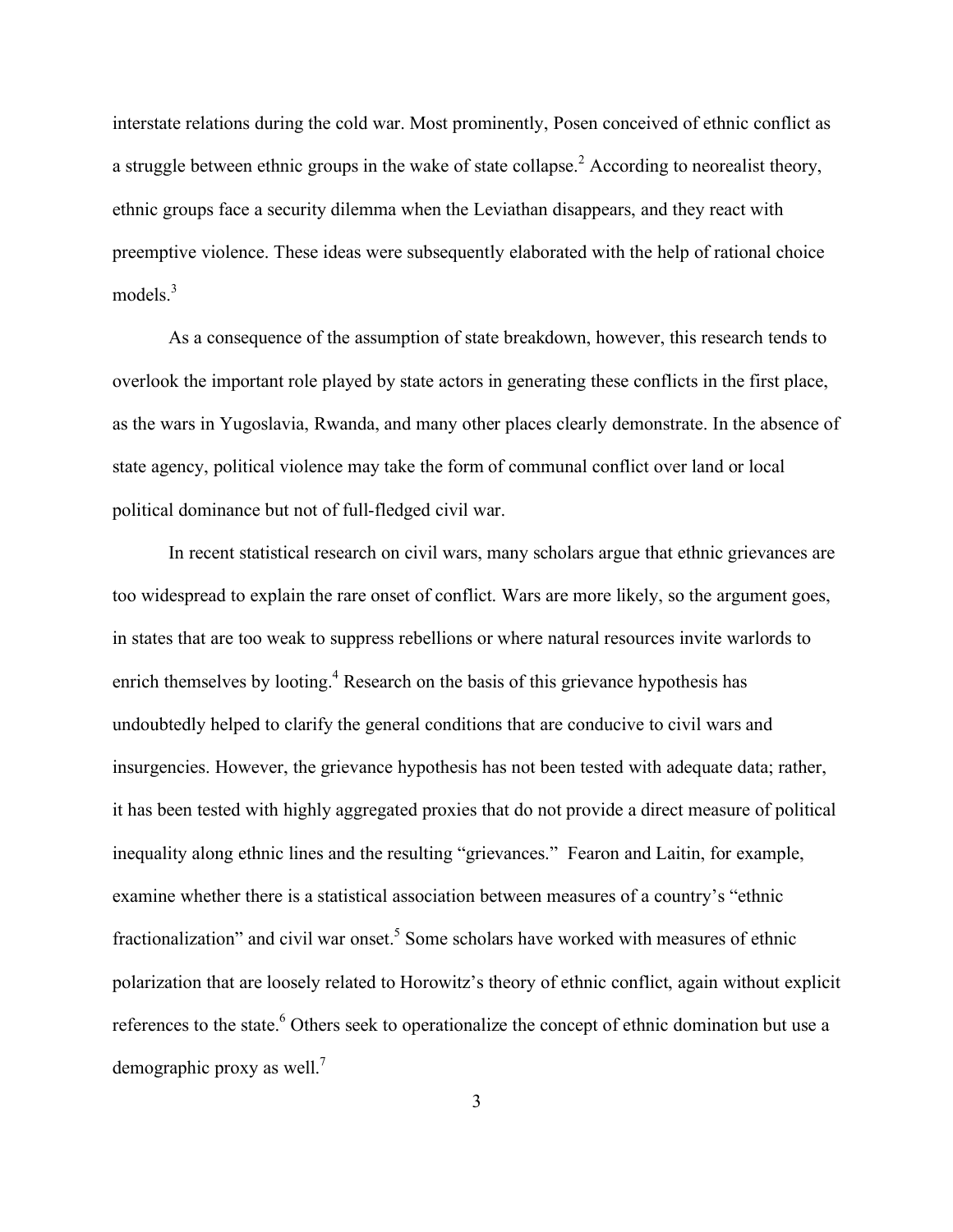interstate relations during the cold war. Most prominently, Posen conceived of ethnic conflict as a struggle between ethnic groups in the wake of state collapse.[2] According to neorealist theory, ethnic groups face a security dilemma when the Leviathan disappears, and they react with preemptive violence. These ideas were subsequently elaborated with the help of rational choice models.[3]

As a consequence of the assumption of state breakdown, however, this research tends to overlook the important role played by state actors in generating these conflicts in the first place, as the wars in Yugoslavia, Rwanda, and many other places clearly demonstrate. In the absence of state agency, political violence may take the form of communal conflict over land or local political dominance but not of full-fledged civil war.

In recent statistical research on civil wars, many scholars argue that ethnic grievances are too widespread to explain the rare onset of conflict. Wars are more likely, so the argument goes, in states that are too weak to suppress rebellions or where natural resources invite warlords to enrich themselves by looting.[4] Research on the basis of this grievance hypothesis has undoubtedly helped to clarify the general conditions that are conducive to civil wars and insurgencies. However, the grievance hypothesis has not been tested with adequate data; rather, it has been tested with highly aggregated proxies that do not provide a direct measure of political inequality along ethnic lines and the resulting "grievances." Fearon and Laitin, for example, examine whether there is a statistical association between measures of a country's "ethnic fractionalization" and civil war onset.[5] Some scholars have worked with measures of ethnic polarization that are loosely related to Horowitz's theory of ethnic conflict, again without explicit references to the state.[6] Others seek to operationalize the concept of ethnic domination but use a demographic proxy as well.[7]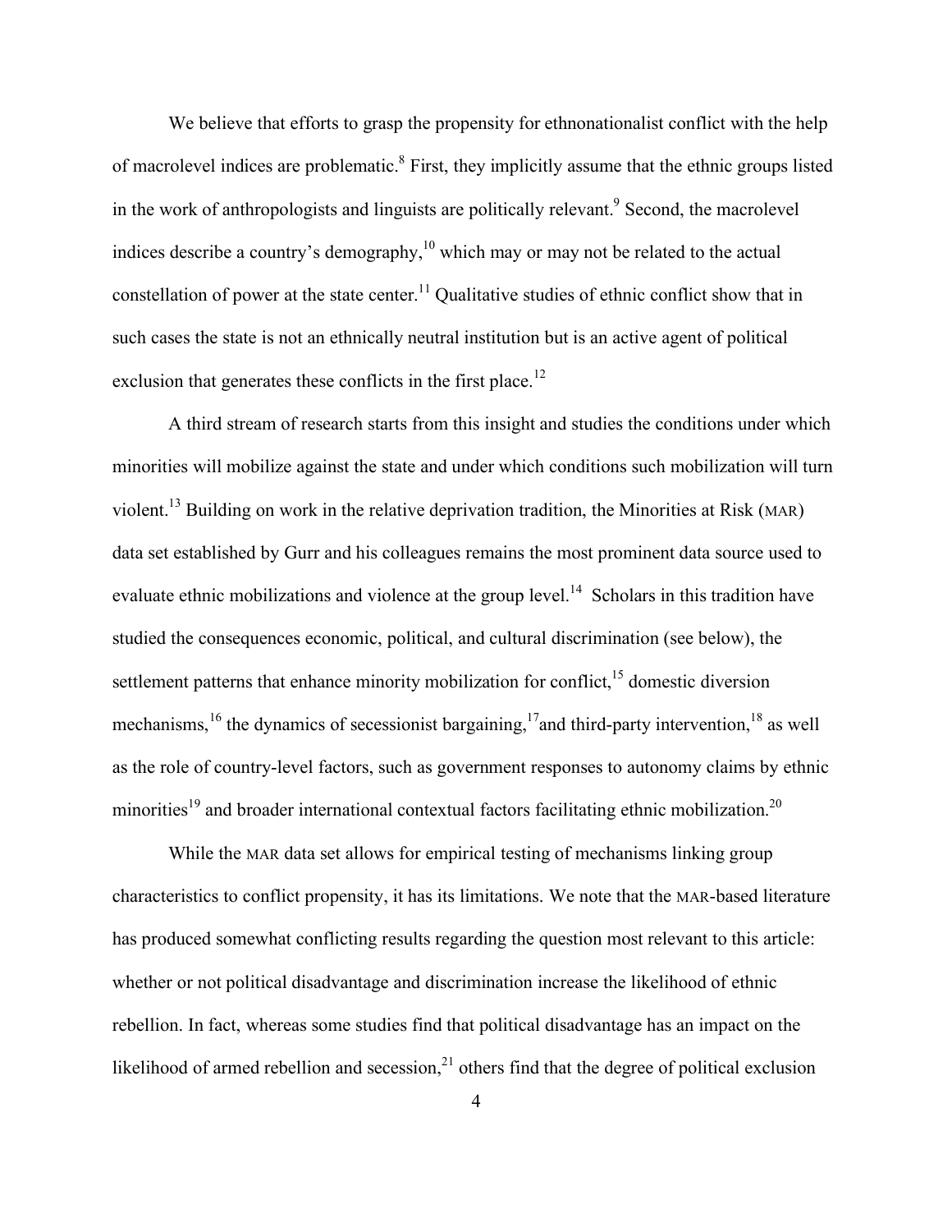We believe that efforts to grasp the propensity for ethnonationalist conflict with the help of macrolevel indices are problematic.[8] First, they implicitly assume that the ethnic groups listed in the work of anthropologists and linguists are politically relevant.[9] Second, the macrolevel indices describe a country's demography,[10] which may or may not be related to the actual constellation of power at the state center.[11] Qualitative studies of ethnic conflict show that in such cases the state is not an ethnically neutral institution but is an active agent of political exclusion that generates these conflicts in the first place.[12]

A third stream of research starts from this insight and studies the conditions under which minorities will mobilize against the state and under which conditions such mobilization will turn violent.[13] Building on work in the relative deprivation tradition, the Minorities at Risk (MAR) data set established by Gurr and his colleagues remains the most prominent data source used to evaluate ethnic mobilizations and violence at the group level.[14] Scholars in this tradition have studied the consequences economic, political, and cultural discrimination (see below), the settlement patterns that enhance minority mobilization for conflict,[15] domestic diversion mechanisms,[16] the dynamics of secessionist bargaining,[17]and third-party intervention,[18] as well as the role of country-level factors, such as government responses to autonomy claims by ethnic minorities[19] and broader international contextual factors facilitating ethnic mobilization.[20]

While the MAR data set allows for empirical testing of mechanisms linking group characteristics to conflict propensity, it has its limitations. We note that the MAR-based literature has produced somewhat conflicting results regarding the question most relevant to this article: whether or not political disadvantage and discrimination increase the likelihood of ethnic rebellion. In fact, whereas some studies find that political disadvantage has an impact on the likelihood of armed rebellion and secession,[21] others find that the degree of political exclusion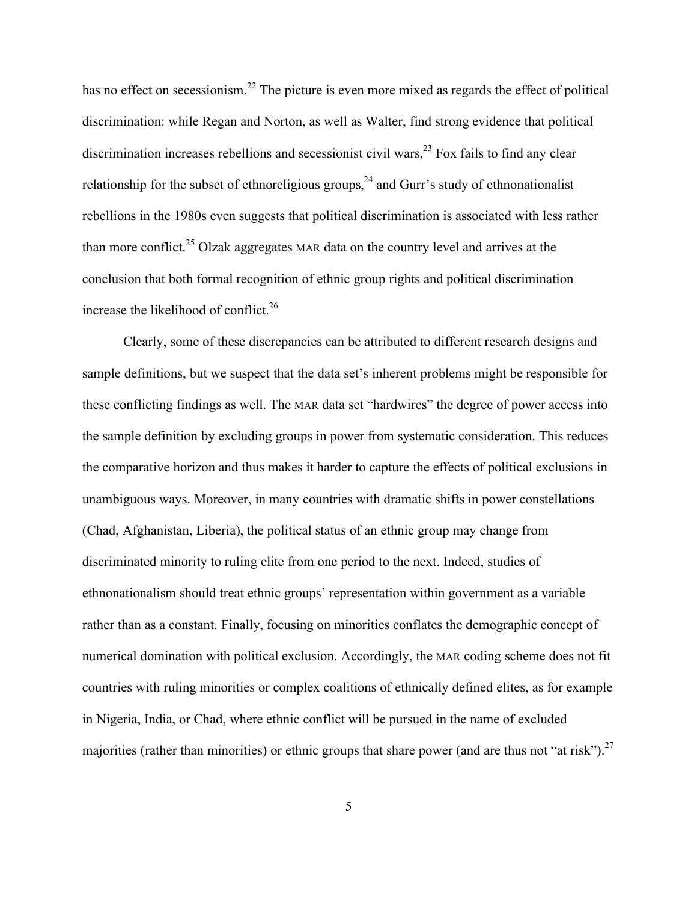has no effect on secessionism.[22] The picture is even more mixed as regards the effect of political discrimination: while Regan and Norton, as well as Walter, find strong evidence that political discrimination increases rebellions and secessionist civil wars,[23] Fox fails to find any clear relationship for the subset of ethnoreligious groups,[24] and Gurr's study of ethnonationalist rebellions in the 1980s even suggests that political discrimination is associated with less rather than more conflict.[25] Olzak aggregates MAR data on the country level and arrives at the conclusion that both formal recognition of ethnic group rights and political discrimination increase the likelihood of conflict.[26]

Clearly, some of these discrepancies can be attributed to different research designs and sample definitions, but we suspect that the data set's inherent problems might be responsible for these conflicting findings as well. The MAR data set "hardwires" the degree of power access into the sample definition by excluding groups in power from systematic consideration. This reduces the comparative horizon and thus makes it harder to capture the effects of political exclusions in unambiguous ways. Moreover, in many countries with dramatic shifts in power constellations (Chad, Afghanistan, Liberia), the political status of an ethnic group may change from discriminated minority to ruling elite from one period to the next. Indeed, studies of ethnonationalism should treat ethnic groups' representation within government as a variable rather than as a constant. Finally, focusing on minorities conflates the demographic concept of numerical domination with political exclusion. Accordingly, the MAR coding scheme does not fit countries with ruling minorities or complex coalitions of ethnically defined elites, as for example in Nigeria, India, or Chad, where ethnic conflict will be pursued in the name of excluded majorities (rather than minorities) or ethnic groups that share power (and are thus not "at risk").[27]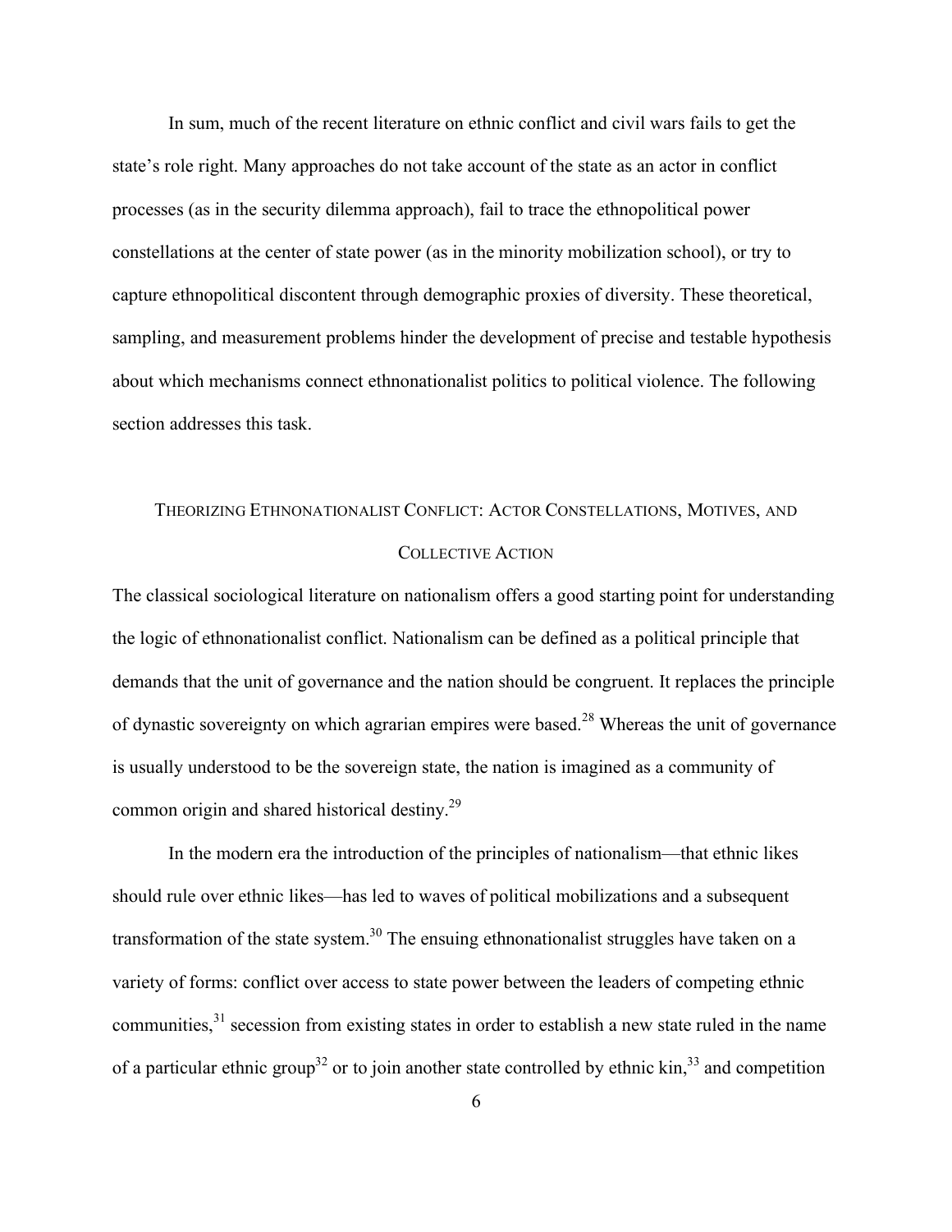In sum, much of the recent literature on ethnic conflict and civil wars fails to get the state's role right. Many approaches do not take account of the state as an actor in conflict processes (as in the security dilemma approach), fail to trace the ethnopolitical power constellations at the center of state power (as in the minority mobilization school), or try to capture ethnopolitical discontent through demographic proxies of diversity. These theoretical, sampling, and measurement problems hinder the development of precise and testable hypothesis about which mechanisms connect ethnonationalist politics to political violence. The following section addresses this task.

## Theorizing Ethnonationalist Conflict: Actor Constellations, Motives, and Collective Action

The classical sociological literature on nationalism offers a good starting point for understanding the logic of ethnonationalist conflict. Nationalism can be defined as a political principle that demands that the unit of governance and the nation should be congruent. It replaces the principle of dynastic sovereignty on which agrarian empires were based.[28] Whereas the unit of governance is usually understood to be the sovereign state, the nation is imagined as a community of common origin and shared historical destiny.[29]

In the modern era the introduction of the principles of nationalism—that ethnic likes should rule over ethnic likes—has led to waves of political mobilizations and a subsequent transformation of the state system.[30] The ensuing ethnonationalist struggles have taken on a variety of forms: conflict over access to state power between the leaders of competing ethnic communities,[31] secession from existing states in order to establish a new state ruled in the name of a particular ethnic group[32] or to join another state controlled by ethnic kin,[33] and competition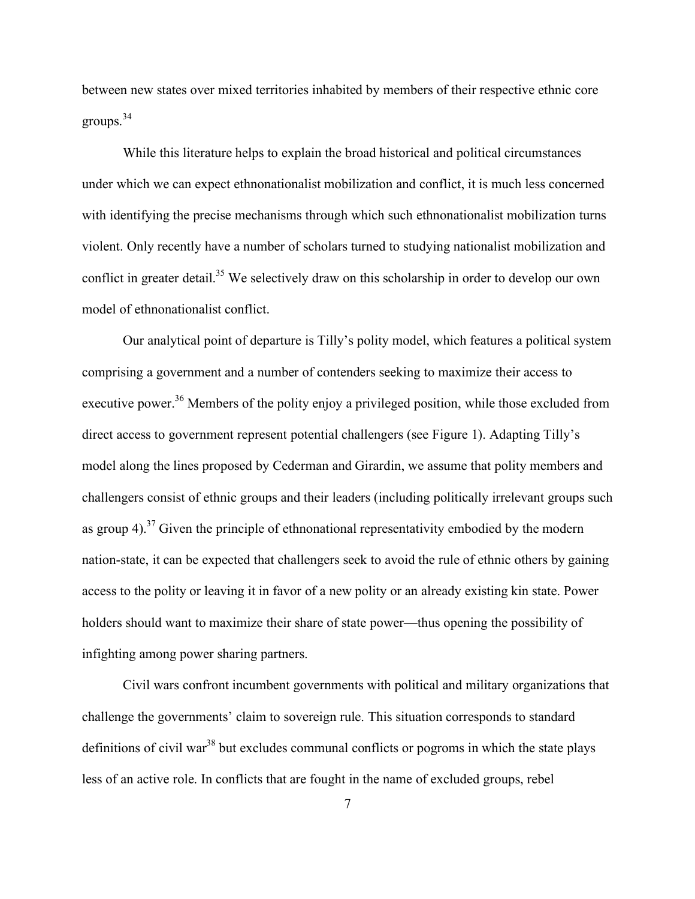between new states over mixed territories inhabited by members of their respective ethnic core groups.[34]

While this literature helps to explain the broad historical and political circumstances under which we can expect ethnonationalist mobilization and conflict, it is much less concerned with identifying the precise mechanisms through which such ethnonationalist mobilization turns violent. Only recently have a number of scholars turned to studying nationalist mobilization and conflict in greater detail.[35] We selectively draw on this scholarship in order to develop our own model of ethnonationalist conflict.

Our analytical point of departure is Tilly's polity model, which features a political system comprising a government and a number of contenders seeking to maximize their access to executive power.[36] Members of the polity enjoy a privileged position, while those excluded from direct access to government represent potential challengers (see Figure 1). Adapting Tilly's model along the lines proposed by Cederman and Girardin, we assume that polity members and challengers consist of ethnic groups and their leaders (including politically irrelevant groups such as group 4).[37] Given the principle of ethnonational representativity embodied by the modern nation-state, it can be expected that challengers seek to avoid the rule of ethnic others by gaining access to the polity or leaving it in favor of a new polity or an already existing kin state. Power holders should want to maximize their share of state power—thus opening the possibility of infighting among power sharing partners.

Civil wars confront incumbent governments with political and military organizations that challenge the governments' claim to sovereign rule. This situation corresponds to standard definitions of civil war[38] but excludes communal conflicts or pogroms in which the state plays less of an active role. In conflicts that are fought in the name of excluded groups, rebel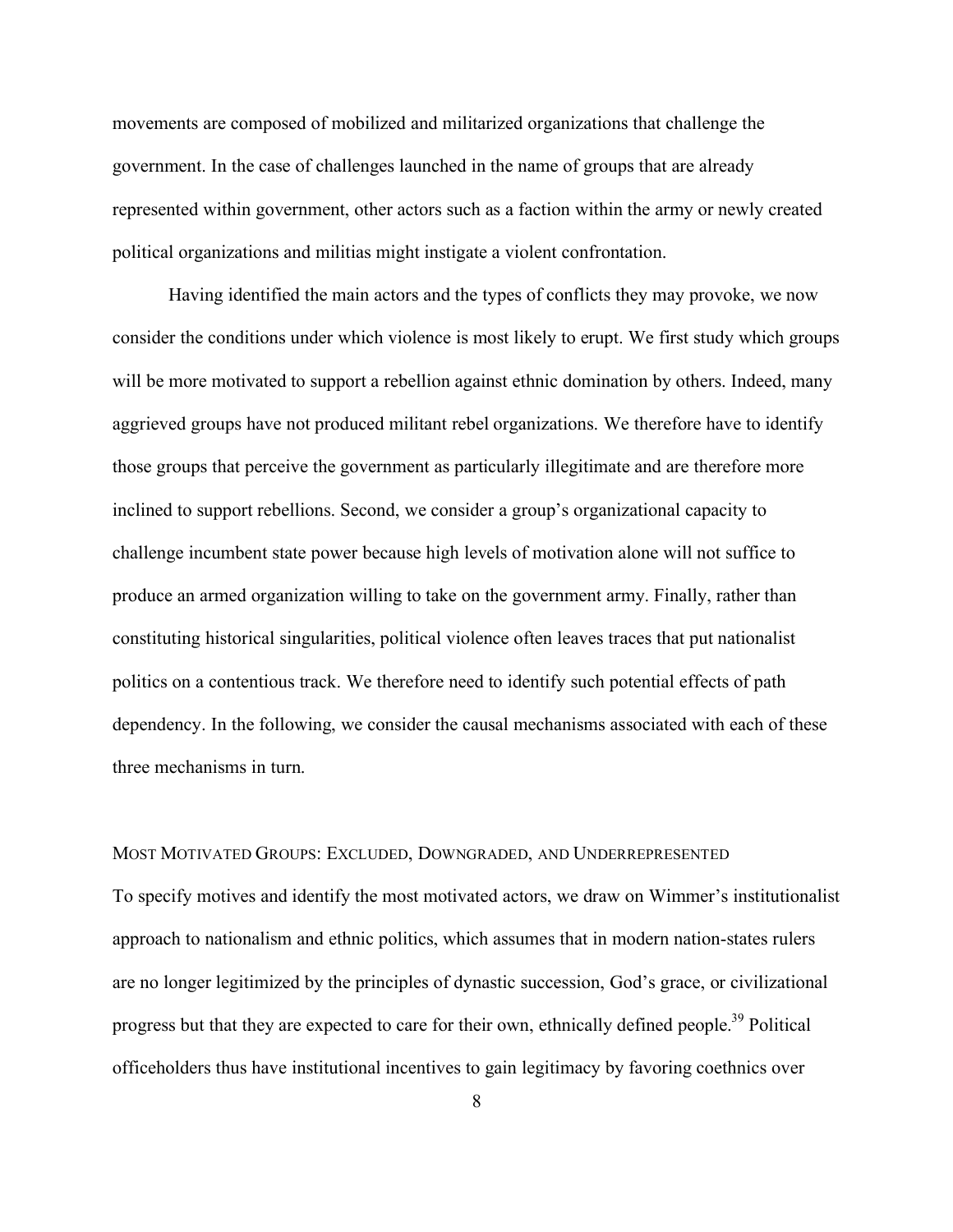movements are composed of mobilized and militarized organizations that challenge the government. In the case of challenges launched in the name of groups that are already represented within government, other actors such as a faction within the army or newly created political organizations and militias might instigate a violent confrontation.

Having identified the main actors and the types of conflicts they may provoke, we now consider the conditions under which violence is most likely to erupt. We first study which groups will be more motivated to support a rebellion against ethnic domination by others. Indeed, many aggrieved groups have not produced militant rebel organizations. We therefore have to identify those groups that perceive the government as particularly illegitimate and are therefore more inclined to support rebellions. Second, we consider a group's organizational capacity to challenge incumbent state power because high levels of motivation alone will not suffice to produce an armed organization willing to take on the government army. Finally, rather than constituting historical singularities, political violence often leaves traces that put nationalist politics on a contentious track. We therefore need to identify such potential effects of path dependency. In the following, we consider the causal mechanisms associated with each of these three mechanisms in turn.

## MOST MOTIVATED GROUPS: EXCLUDED, DOWNGRADED, AND UNDERREPRESENTED

To specify motives and identify the most motivated actors, we draw on Wimmer's institutionalist approach to nationalism and ethnic politics, which assumes that in modern nation-states rulers are no longer legitimized by the principles of dynastic succession, God's grace, or civilizational progress but that they are expected to care for their own, ethnically defined people.[39] Political officeholders thus have institutional incentives to gain legitimacy by favoring coethnics over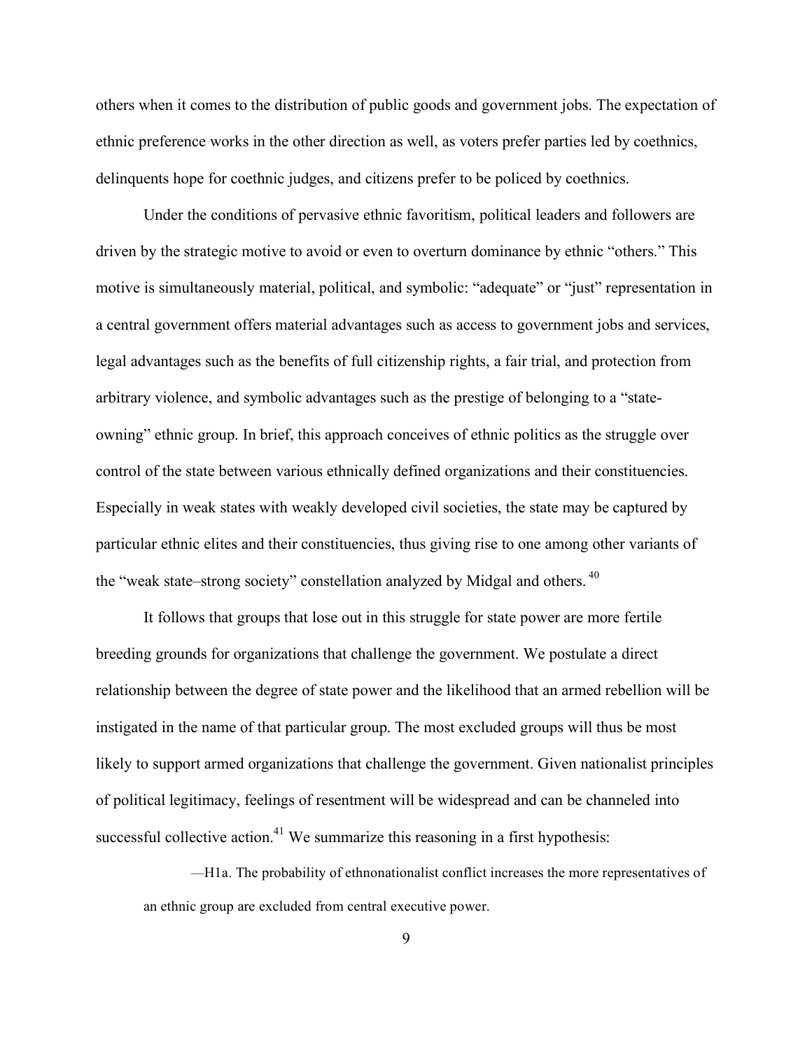others when it comes to the distribution of public goods and government jobs. The expectation of ethnic preference works in the other direction as well, as voters prefer parties led by coethnics, delinquents hope for coethnic judges, and citizens prefer to be policed by coethnics.

Under the conditions of pervasive ethnic favoritism, political leaders and followers are driven by the strategic motive to avoid or even to overturn dominance by ethnic "others." This motive is simultaneously material, political, and symbolic: "adequate" or "just" representation in a central government offers material advantages such as access to government jobs and services, legal advantages such as the benefits of full citizenship rights, a fair trial, and protection from arbitrary violence, and symbolic advantages such as the prestige of belonging to a "state-owning" ethnic group. In brief, this approach conceives of ethnic politics as the struggle over control of the state between various ethnically defined organizations and their constituencies. Especially in weak states with weakly developed civil societies, the state may be captured by particular ethnic elites and their constituencies, thus giving rise to one among other variants of the "weak state–strong society" constellation analyzed by Midgal and others.[40]

It follows that groups that lose out in this struggle for state power are more fertile breeding grounds for organizations that challenge the government. We postulate a direct relationship between the degree of state power and the likelihood that an armed rebellion will be instigated in the name of that particular group. The most excluded groups will thus be most likely to support armed organizations that challenge the government. Given nationalist principles of political legitimacy, feelings of resentment will be widespread and can be channeled into successful collective action.[41] We summarize this reasoning in a first hypothesis:

> —H1a. The probability of ethnonationalist conflict increases the more representatives of an ethnic group are excluded from central executive power.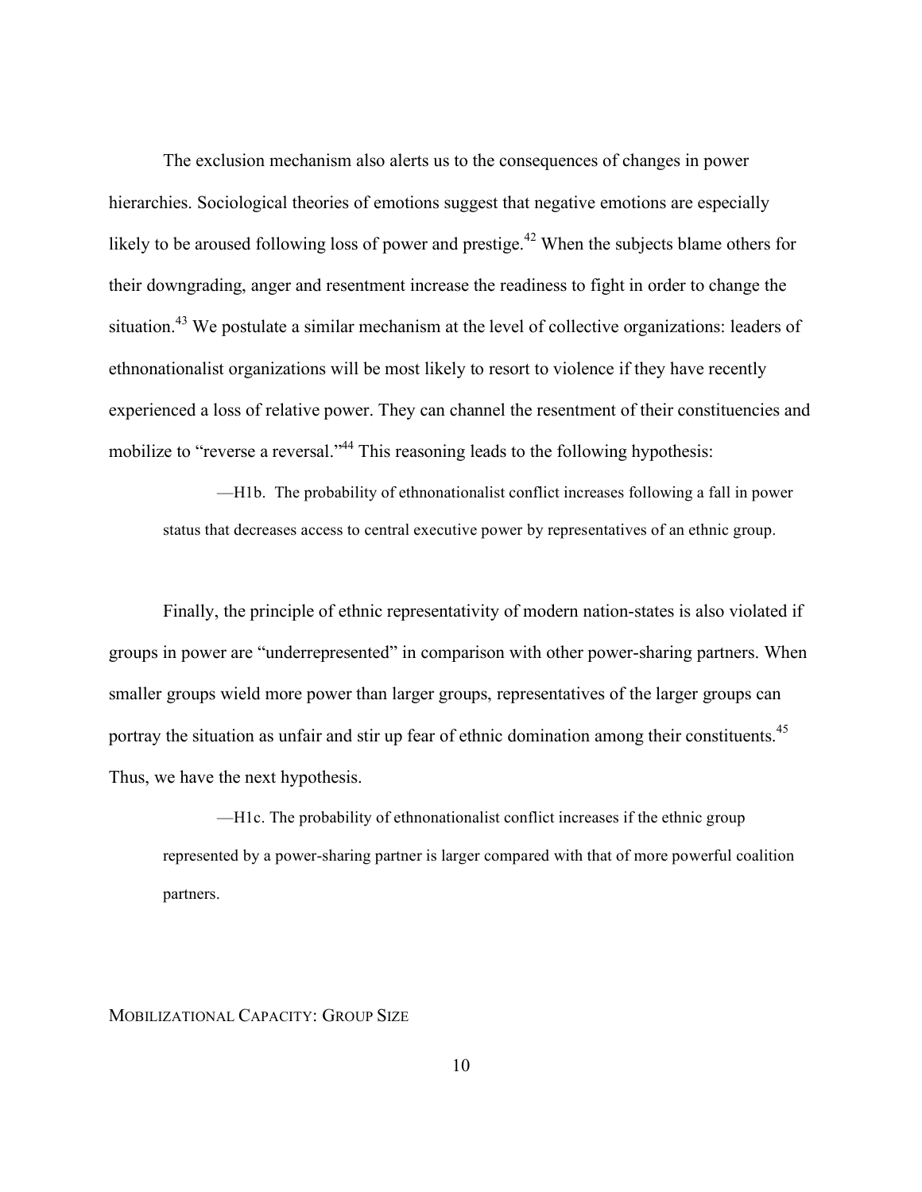The exclusion mechanism also alerts us to the consequences of changes in power hierarchies. Sociological theories of emotions suggest that negative emotions are especially likely to be aroused following loss of power and prestige.[42] When the subjects blame others for their downgrading, anger and resentment increase the readiness to fight in order to change the situation.[43] We postulate a similar mechanism at the level of collective organizations: leaders of ethnonationalist organizations will be most likely to resort to violence if they have recently experienced a loss of relative power. They can channel the resentment of their constituencies and mobilize to "reverse a reversal."[44] This reasoning leads to the following hypothesis:

> —H1b. The probability of ethnonationalist conflict increases following a fall in power status that decreases access to central executive power by representatives of an ethnic group.

Finally, the principle of ethnic representativity of modern nation-states is also violated if groups in power are "underrepresented" in comparison with other power-sharing partners. When smaller groups wield more power than larger groups, representatives of the larger groups can portray the situation as unfair and stir up fear of ethnic domination among their constituents.[45] Thus, we have the next hypothesis.

> —H1c. The probability of ethnonationalist conflict increases if the ethnic group represented by a power-sharing partner is larger compared with that of more powerful coalition partners.

### MOBILIZATIONAL CAPACITY: GROUP SIZE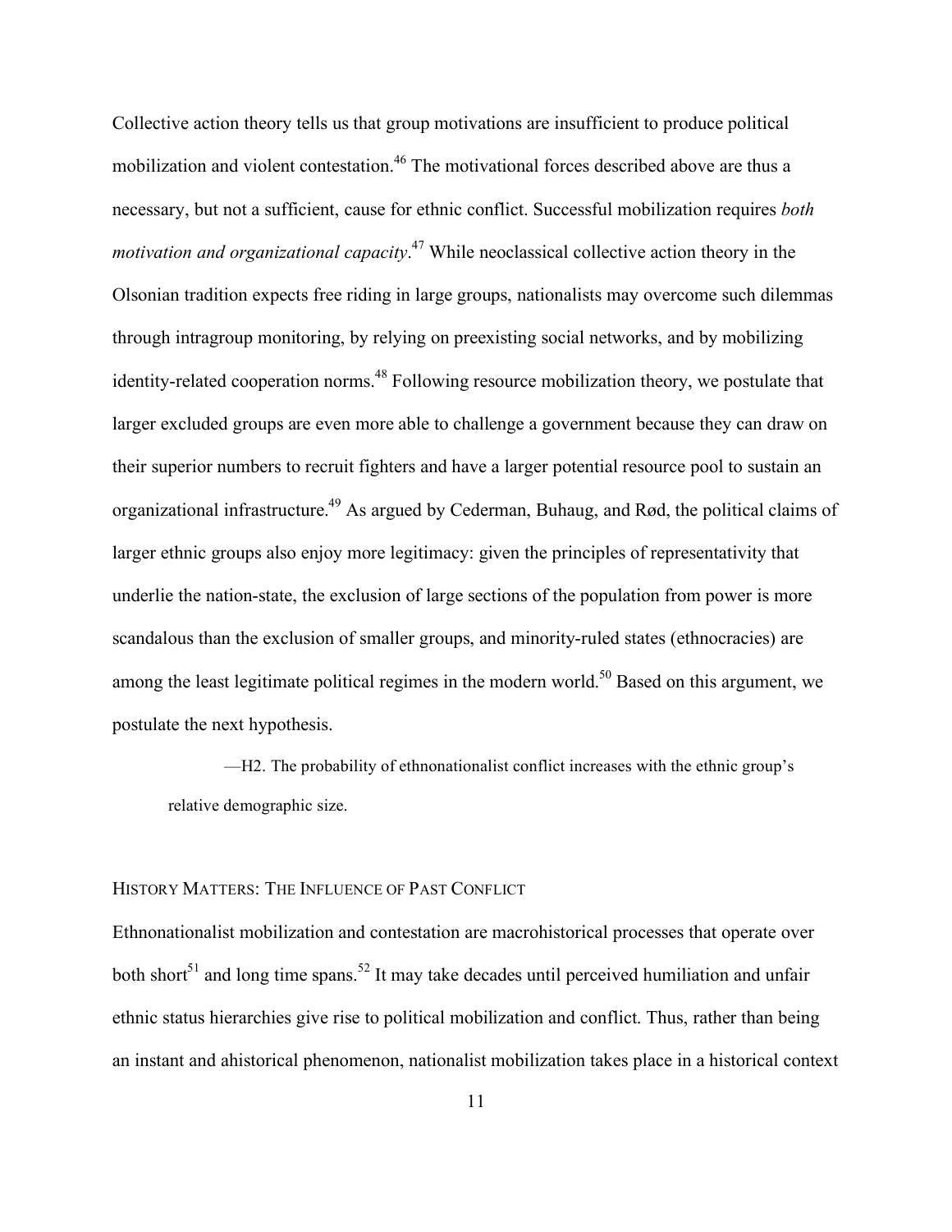Collective action theory tells us that group motivations are insufficient to produce political mobilization and violent contestation.[46] The motivational forces described above are thus a necessary, but not a sufficient, cause for ethnic conflict. Successful mobilization requires *both motivation and organizational capacity*.[47] While neoclassical collective action theory in the Olsonian tradition expects free riding in large groups, nationalists may overcome such dilemmas through intragroup monitoring, by relying on preexisting social networks, and by mobilizing identity-related cooperation norms.[48] Following resource mobilization theory, we postulate that larger excluded groups are even more able to challenge a government because they can draw on their superior numbers to recruit fighters and have a larger potential resource pool to sustain an organizational infrastructure.[49] As argued by Cederman, Buhaug, and Rød, the political claims of larger ethnic groups also enjoy more legitimacy: given the principles of representativity that underlie the nation-state, the exclusion of large sections of the population from power is more scandalous than the exclusion of smaller groups, and minority-ruled states (ethnocracies) are among the least legitimate political regimes in the modern world.[50] Based on this argument, we postulate the next hypothesis.

> —H2. The probability of ethnonationalist conflict increases with the ethnic group's relative demographic size.

### History Matters: The Influence of Past Conflict

Ethnonationalist mobilization and contestation are macrohistorical processes that operate over both short[51] and long time spans.[52] It may take decades until perceived humiliation and unfair ethnic status hierarchies give rise to political mobilization and conflict. Thus, rather than being an instant and ahistorical phenomenon, nationalist mobilization takes place in a historical context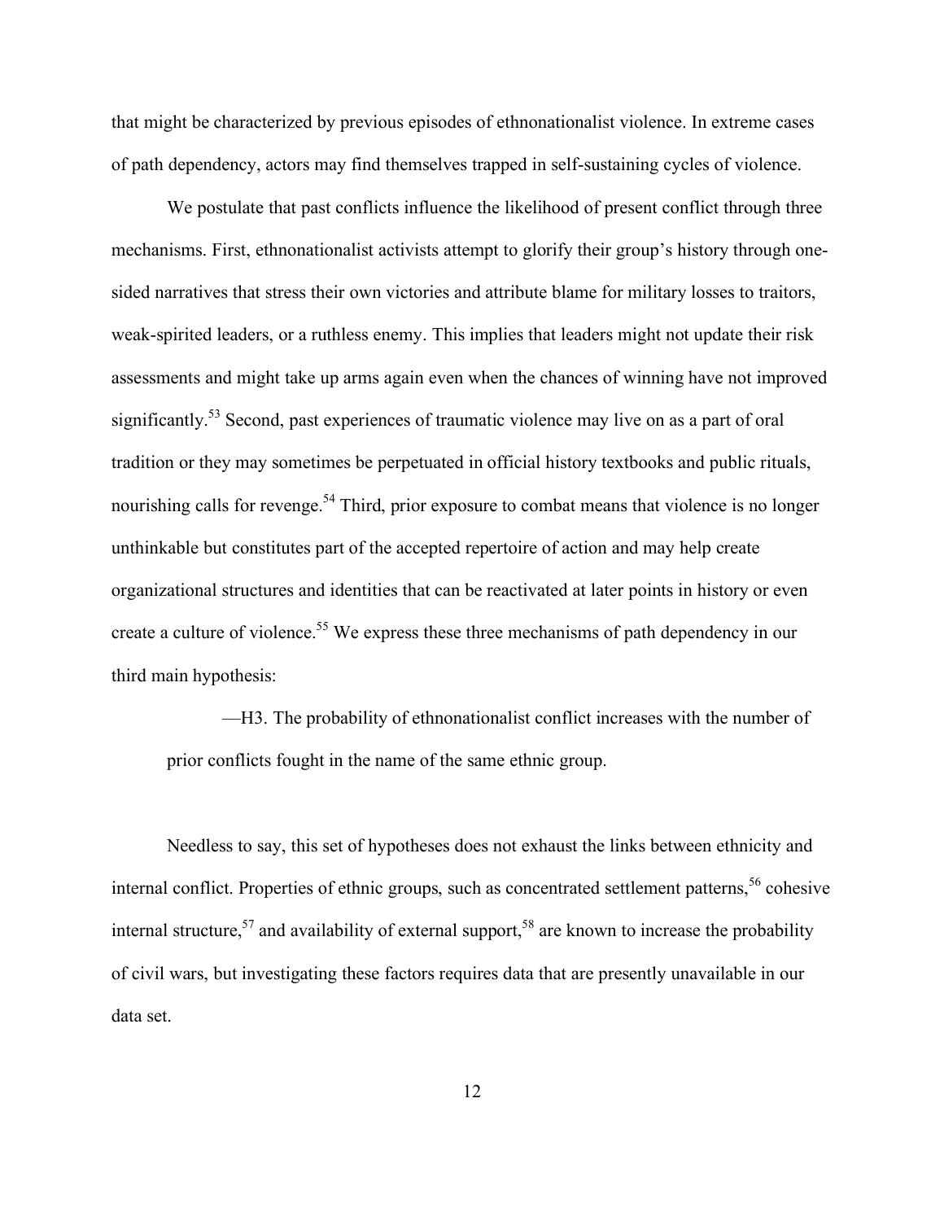that might be characterized by previous episodes of ethnonationalist violence. In extreme cases of path dependency, actors may find themselves trapped in self-sustaining cycles of violence.

We postulate that past conflicts influence the likelihood of present conflict through three mechanisms. First, ethnonationalist activists attempt to glorify their group's history through one-sided narratives that stress their own victories and attribute blame for military losses to traitors, weak-spirited leaders, or a ruthless enemy. This implies that leaders might not update their risk assessments and might take up arms again even when the chances of winning have not improved significantly.[53] Second, past experiences of traumatic violence may live on as a part of oral tradition or they may sometimes be perpetuated in official history textbooks and public rituals, nourishing calls for revenge.[54] Third, prior exposure to combat means that violence is no longer unthinkable but constitutes part of the accepted repertoire of action and may help create organizational structures and identities that can be reactivated at later points in history or even create a culture of violence.[55] We express these three mechanisms of path dependency in our third main hypothesis:

> —H3. The probability of ethnonationalist conflict increases with the number of prior conflicts fought in the name of the same ethnic group.

Needless to say, this set of hypotheses does not exhaust the links between ethnicity and internal conflict. Properties of ethnic groups, such as concentrated settlement patterns,[56] cohesive internal structure,[57] and availability of external support,[58] are known to increase the probability of civil wars, but investigating these factors requires data that are presently unavailable in our data set.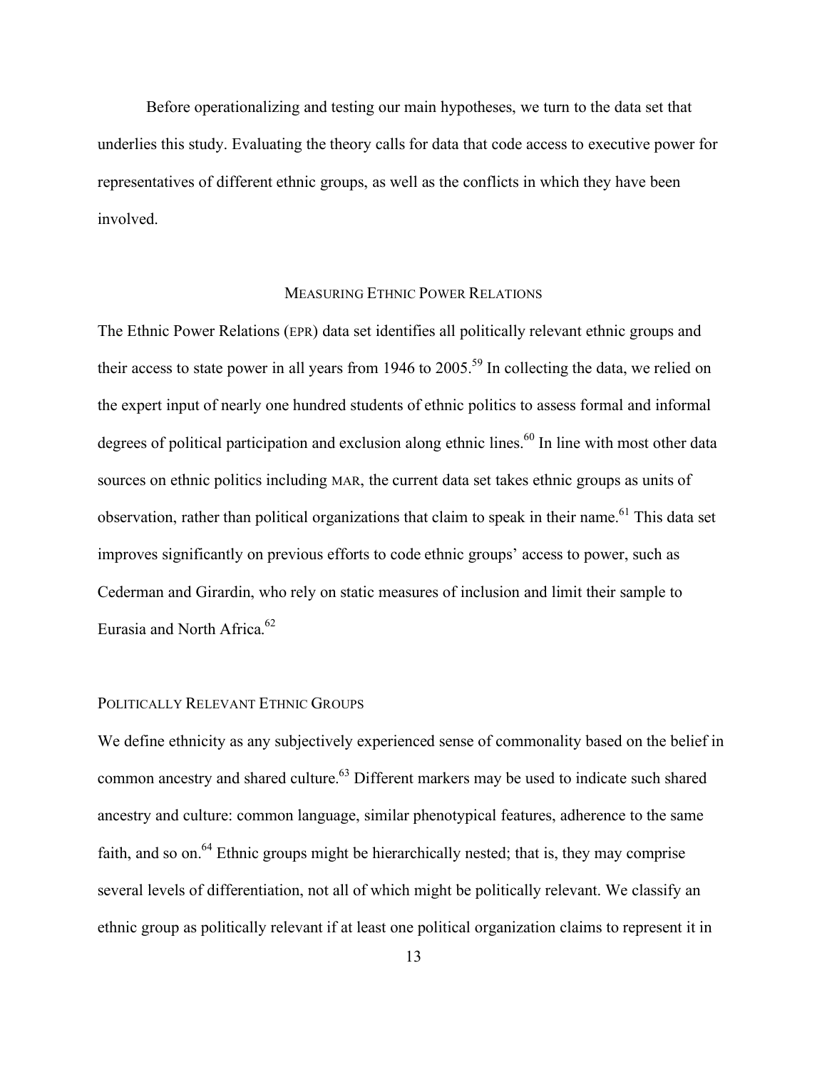Before operationalizing and testing our main hypotheses, we turn to the data set that underlies this study. Evaluating the theory calls for data that code access to executive power for representatives of different ethnic groups, as well as the conflicts in which they have been involved.

## MEASURING ETHNIC POWER RELATIONS

The Ethnic Power Relations (EPR) data set identifies all politically relevant ethnic groups and their access to state power in all years from 1946 to 2005.[59] In collecting the data, we relied on the expert input of nearly one hundred students of ethnic politics to assess formal and informal degrees of political participation and exclusion along ethnic lines.[60] In line with most other data sources on ethnic politics including MAR, the current data set takes ethnic groups as units of observation, rather than political organizations that claim to speak in their name.[61] This data set improves significantly on previous efforts to code ethnic groups' access to power, such as Cederman and Girardin, who rely on static measures of inclusion and limit their sample to Eurasia and North Africa.[62]

### POLITICALLY RELEVANT ETHNIC GROUPS

We define ethnicity as any subjectively experienced sense of commonality based on the belief in common ancestry and shared culture.[63] Different markers may be used to indicate such shared ancestry and culture: common language, similar phenotypical features, adherence to the same faith, and so on.[64] Ethnic groups might be hierarchically nested; that is, they may comprise several levels of differentiation, not all of which might be politically relevant. We classify an ethnic group as politically relevant if at least one political organization claims to represent it in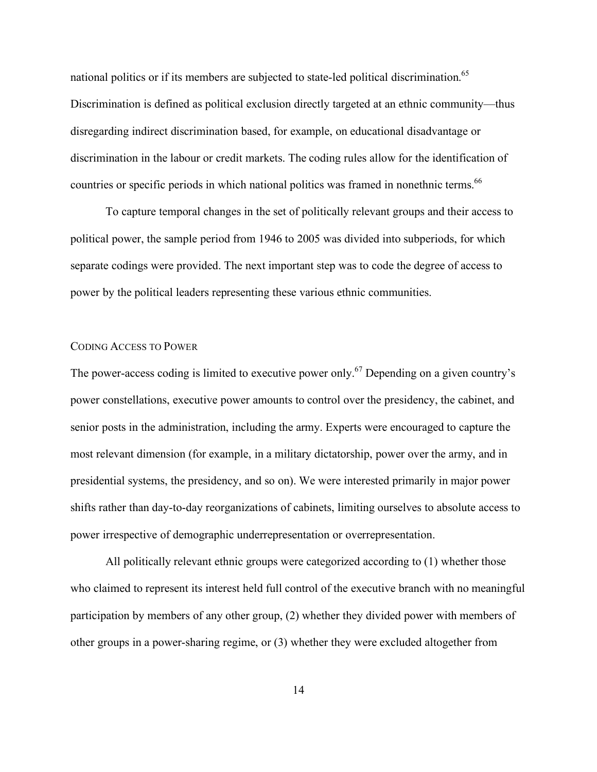national politics or if its members are subjected to state-led political discrimination.[65] Discrimination is defined as political exclusion directly targeted at an ethnic community—thus disregarding indirect discrimination based, for example, on educational disadvantage or discrimination in the labour or credit markets. The coding rules allow for the identification of countries or specific periods in which national politics was framed in nonethnic terms.[66]

To capture temporal changes in the set of politically relevant groups and their access to political power, the sample period from 1946 to 2005 was divided into subperiods, for which separate codings were provided. The next important step was to code the degree of access to power by the political leaders representing these various ethnic communities.

### CODING ACCESS TO POWER

The power-access coding is limited to executive power only.[67] Depending on a given country's power constellations, executive power amounts to control over the presidency, the cabinet, and senior posts in the administration, including the army. Experts were encouraged to capture the most relevant dimension (for example, in a military dictatorship, power over the army, and in presidential systems, the presidency, and so on). We were interested primarily in major power shifts rather than day-to-day reorganizations of cabinets, limiting ourselves to absolute access to power irrespective of demographic underrepresentation or overrepresentation.

All politically relevant ethnic groups were categorized according to (1) whether those who claimed to represent its interest held full control of the executive branch with no meaningful participation by members of any other group, (2) whether they divided power with members of other groups in a power-sharing regime, or (3) whether they were excluded altogether from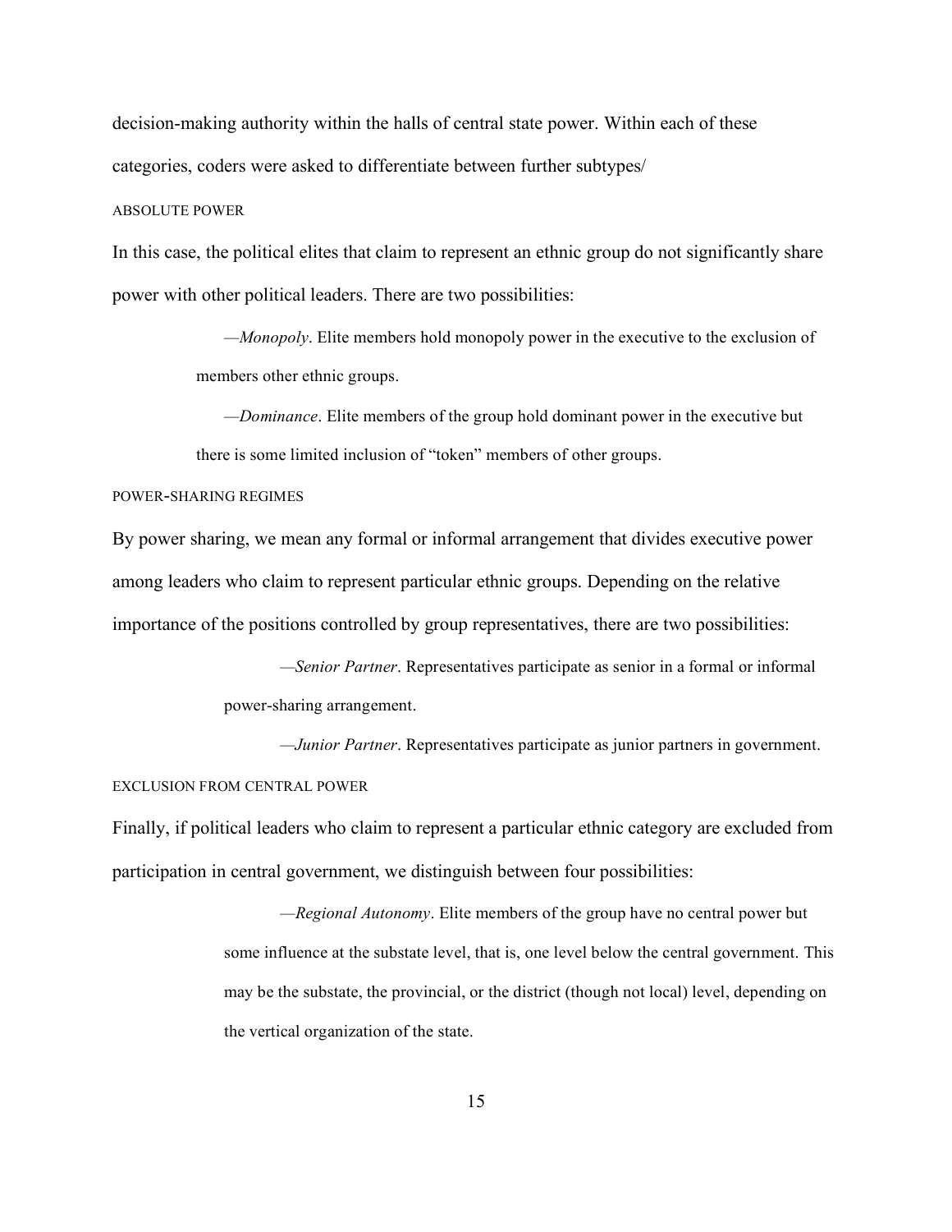decision-making authority within the halls of central state power. Within each of these categories, coders were asked to differentiate between further subtypes/

### ABSOLUTE POWER

In this case, the political elites that claim to represent an ethnic group do not significantly share power with other political leaders. There are two possibilities:

> —*Monopoly*. Elite members hold monopoly power in the executive to the exclusion of members other ethnic groups.
>
> —*Dominance*. Elite members of the group hold dominant power in the executive but there is some limited inclusion of "token" members of other groups.

### POWER-SHARING REGIMES

By power sharing, we mean any formal or informal arrangement that divides executive power among leaders who claim to represent particular ethnic groups. Depending on the relative importance of the positions controlled by group representatives, there are two possibilities:

> —*Senior Partner*. Representatives participate as senior in a formal or informal power-sharing arrangement.
>
> —*Junior Partner*. Representatives participate as junior partners in government.

### EXCLUSION FROM CENTRAL POWER

Finally, if political leaders who claim to represent a particular ethnic category are excluded from participation in central government, we distinguish between four possibilities:

> —*Regional Autonomy*. Elite members of the group have no central power but some influence at the substate level, that is, one level below the central government. This may be the substate, the provincial, or the district (though not local) level, depending on the vertical organization of the state.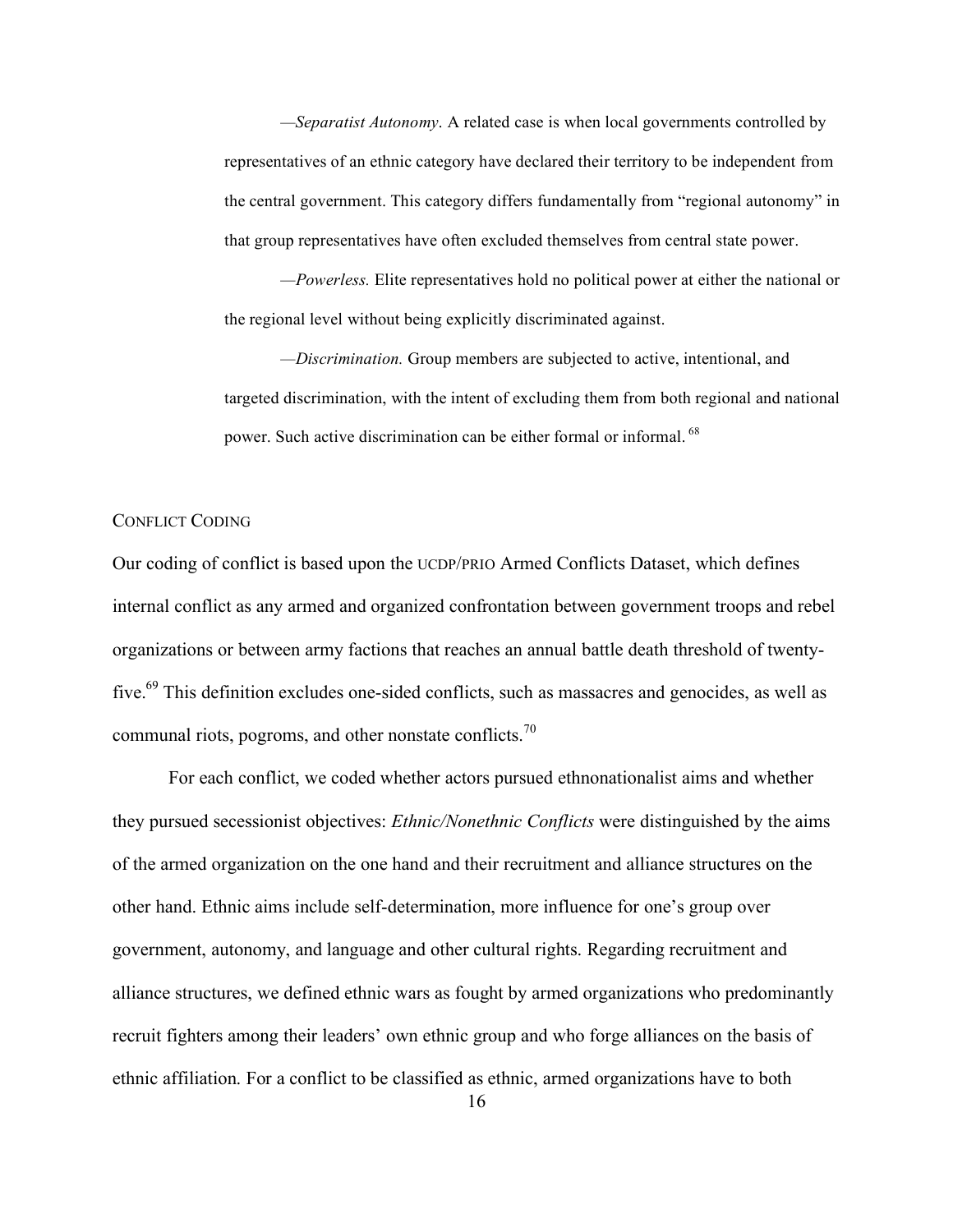—*Separatist Autonomy*. A related case is when local governments controlled by representatives of an ethnic category have declared their territory to be independent from the central government. This category differs fundamentally from "regional autonomy" in that group representatives have often excluded themselves from central state power.

—*Powerless.* Elite representatives hold no political power at either the national or the regional level without being explicitly discriminated against.

—*Discrimination.* Group members are subjected to active, intentional, and targeted discrimination, with the intent of excluding them from both regional and national power. Such active discrimination can be either formal or informal. [68]

## Conflict Coding

Our coding of conflict is based upon the UCDP/PRIO Armed Conflicts Dataset, which defines internal conflict as any armed and organized confrontation between government troops and rebel organizations or between army factions that reaches an annual battle death threshold of twenty-five.[69] This definition excludes one-sided conflicts, such as massacres and genocides, as well as communal riots, pogroms, and other nonstate conflicts.[70]

For each conflict, we coded whether actors pursued ethnonationalist aims and whether they pursued secessionist objectives: *Ethnic/Nonethnic Conflicts* were distinguished by the aims of the armed organization on the one hand and their recruitment and alliance structures on the other hand. Ethnic aims include self-determination, more influence for one's group over government, autonomy, and language and other cultural rights. Regarding recruitment and alliance structures, we defined ethnic wars as fought by armed organizations who predominantly recruit fighters among their leaders' own ethnic group and who forge alliances on the basis of ethnic affiliation. For a conflict to be classified as ethnic, armed organizations have to both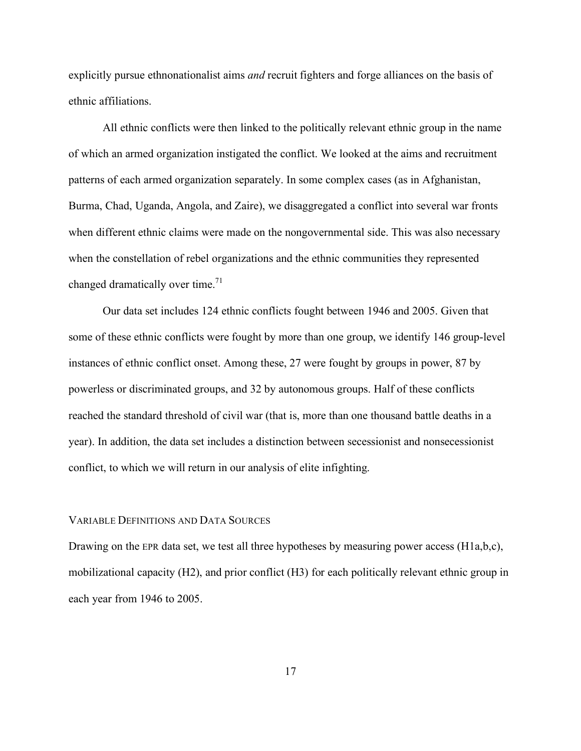explicitly pursue ethnonationalist aims *and* recruit fighters and forge alliances on the basis of ethnic affiliations.

All ethnic conflicts were then linked to the politically relevant ethnic group in the name of which an armed organization instigated the conflict. We looked at the aims and recruitment patterns of each armed organization separately. In some complex cases (as in Afghanistan, Burma, Chad, Uganda, Angola, and Zaire), we disaggregated a conflict into several war fronts when different ethnic claims were made on the nongovernmental side. This was also necessary when the constellation of rebel organizations and the ethnic communities they represented changed dramatically over time.[71]

Our data set includes 124 ethnic conflicts fought between 1946 and 2005. Given that some of these ethnic conflicts were fought by more than one group, we identify 146 group-level instances of ethnic conflict onset. Among these, 27 were fought by groups in power, 87 by powerless or discriminated groups, and 32 by autonomous groups. Half of these conflicts reached the standard threshold of civil war (that is, more than one thousand battle deaths in a year). In addition, the data set includes a distinction between secessionist and nonsecessionist conflict, to which we will return in our analysis of elite infighting.

### VARIABLE DEFINITIONS AND DATA SOURCES

Drawing on the EPR data set, we test all three hypotheses by measuring power access (H1a,b,c), mobilizational capacity (H2), and prior conflict (H3) for each politically relevant ethnic group in each year from 1946 to 2005.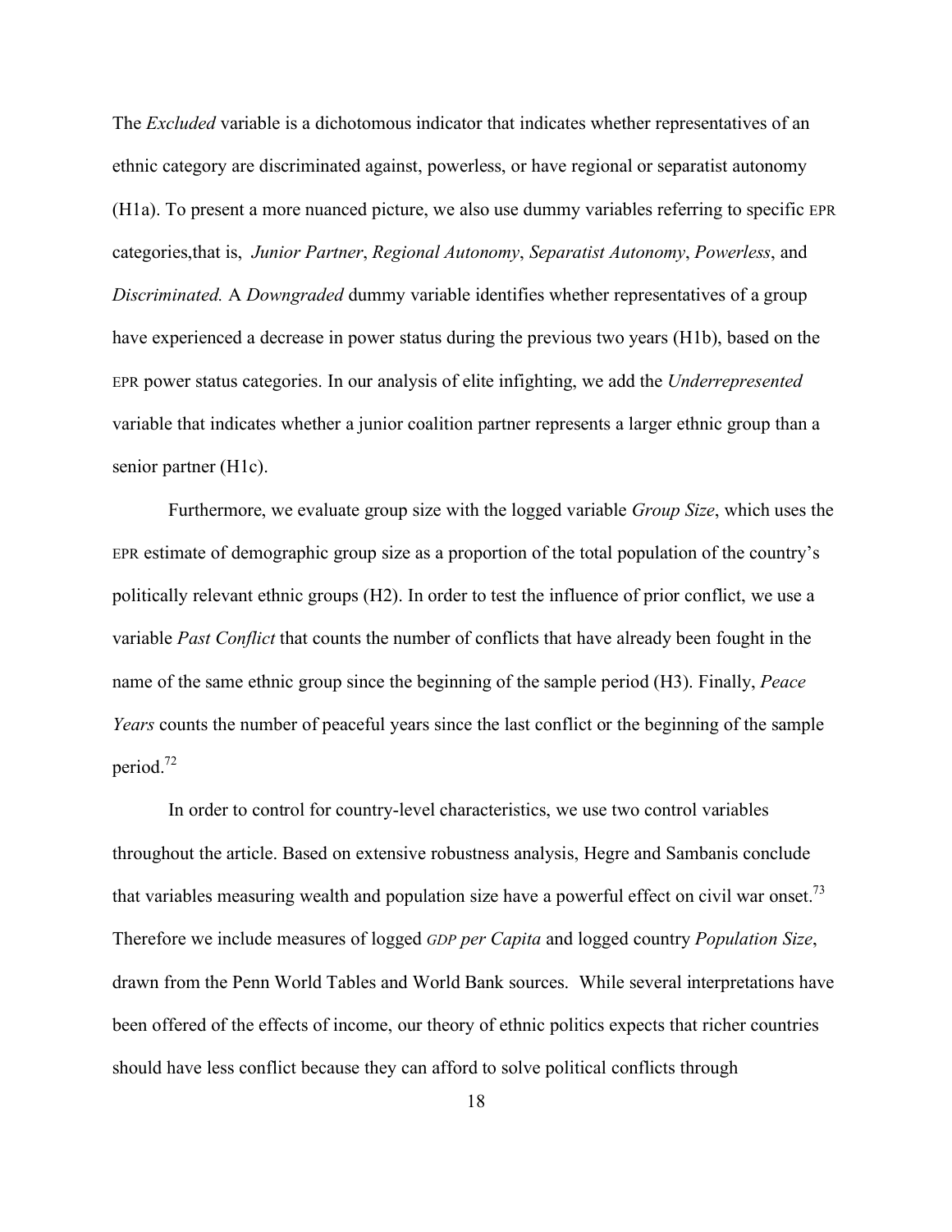The *Excluded* variable is a dichotomous indicator that indicates whether representatives of an ethnic category are discriminated against, powerless, or have regional or separatist autonomy (H1a). To present a more nuanced picture, we also use dummy variables referring to specific EPR categories,that is, *Junior Partner*, *Regional Autonomy*, *Separatist Autonomy*, *Powerless*, and *Discriminated.* A *Downgraded* dummy variable identifies whether representatives of a group have experienced a decrease in power status during the previous two years (H1b), based on the EPR power status categories. In our analysis of elite infighting, we add the *Underrepresented* variable that indicates whether a junior coalition partner represents a larger ethnic group than a senior partner (H1c).

Furthermore, we evaluate group size with the logged variable *Group Size*, which uses the EPR estimate of demographic group size as a proportion of the total population of the country's politically relevant ethnic groups (H2). In order to test the influence of prior conflict, we use a variable *Past Conflict* that counts the number of conflicts that have already been fought in the name of the same ethnic group since the beginning of the sample period (H3). Finally, *Peace Years* counts the number of peaceful years since the last conflict or the beginning of the sample period.[72]

In order to control for country-level characteristics, we use two control variables throughout the article. Based on extensive robustness analysis, Hegre and Sambanis conclude that variables measuring wealth and population size have a powerful effect on civil war onset.[73] Therefore we include measures of logged *GDP per Capita* and logged country *Population Size*, drawn from the Penn World Tables and World Bank sources. While several interpretations have been offered of the effects of income, our theory of ethnic politics expects that richer countries should have less conflict because they can afford to solve political conflicts through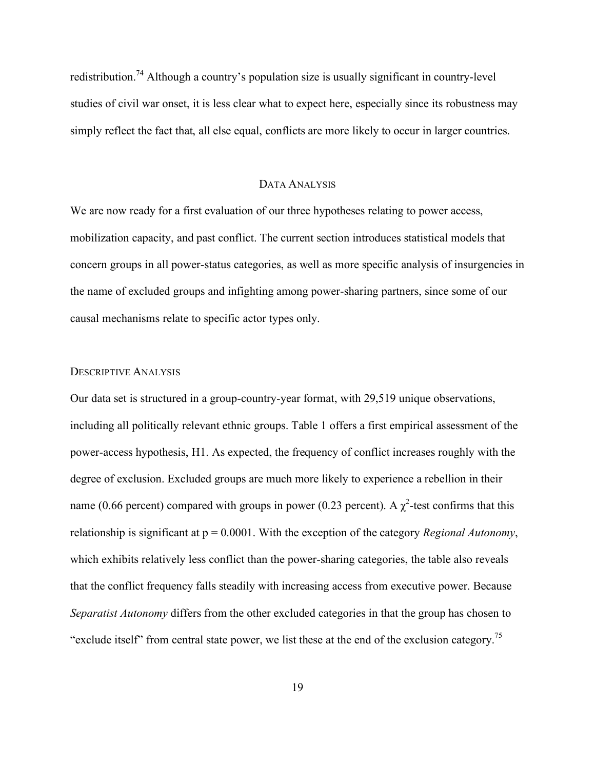redistribution.[74] Although a country's population size is usually significant in country-level studies of civil war onset, it is less clear what to expect here, especially since its robustness may simply reflect the fact that, all else equal, conflicts are more likely to occur in larger countries.

## DATA ANALYSIS

We are now ready for a first evaluation of our three hypotheses relating to power access, mobilization capacity, and past conflict. The current section introduces statistical models that concern groups in all power-status categories, as well as more specific analysis of insurgencies in the name of excluded groups and infighting among power-sharing partners, since some of our causal mechanisms relate to specific actor types only.

### DESCRIPTIVE ANALYSIS

Our data set is structured in a group-country-year format, with 29,519 unique observations, including all politically relevant ethnic groups. Table 1 offers a first empirical assessment of the power-access hypothesis, H1. As expected, the frequency of conflict increases roughly with the degree of exclusion. Excluded groups are much more likely to experience a rebellion in their name (0.66 percent) compared with groups in power (0.23 percent). A $\chi^2$-test confirms that this relationship is significant at $p = 0.0001$. With the exception of the category *Regional Autonomy*, which exhibits relatively less conflict than the power-sharing categories, the table also reveals that the conflict frequency falls steadily with increasing access from executive power. Because *Separatist Autonomy* differs from the other excluded categories in that the group has chosen to "exclude itself" from central state power, we list these at the end of the exclusion category.[75]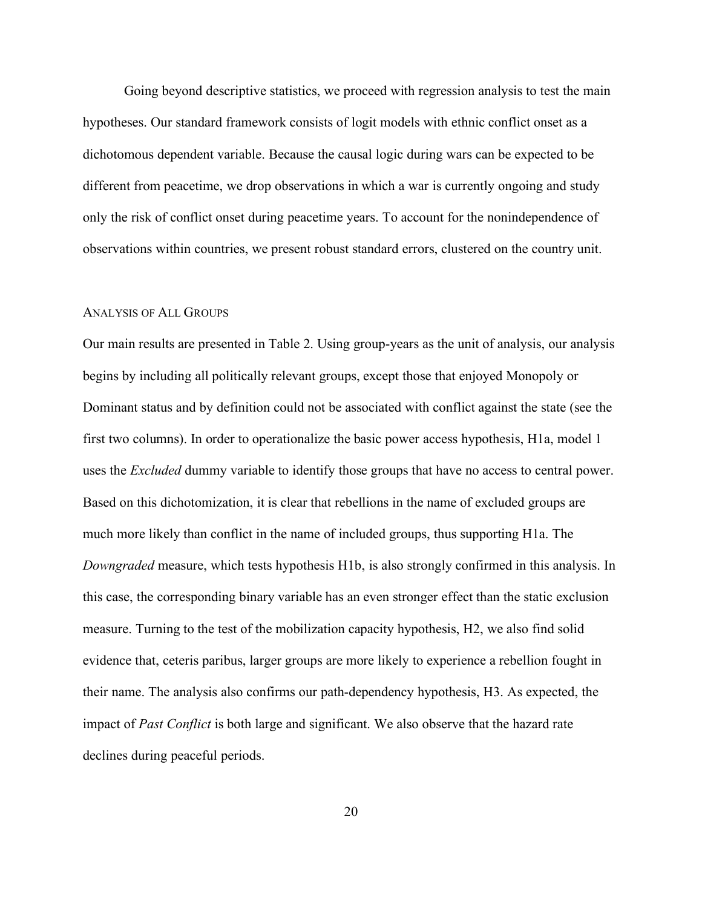Going beyond descriptive statistics, we proceed with regression analysis to test the main hypotheses. Our standard framework consists of logit models with ethnic conflict onset as a dichotomous dependent variable. Because the causal logic during wars can be expected to be different from peacetime, we drop observations in which a war is currently ongoing and study only the risk of conflict onset during peacetime years. To account for the nonindependence of observations within countries, we present robust standard errors, clustered on the country unit.

### ANALYSIS OF ALL GROUPS

Our main results are presented in Table 2. Using group-years as the unit of analysis, our analysis begins by including all politically relevant groups, except those that enjoyed Monopoly or Dominant status and by definition could not be associated with conflict against the state (see the first two columns). In order to operationalize the basic power access hypothesis, H1a, model 1 uses the *Excluded* dummy variable to identify those groups that have no access to central power. Based on this dichotomization, it is clear that rebellions in the name of excluded groups are much more likely than conflict in the name of included groups, thus supporting H1a. The *Downgraded* measure, which tests hypothesis H1b, is also strongly confirmed in this analysis. In this case, the corresponding binary variable has an even stronger effect than the static exclusion measure. Turning to the test of the mobilization capacity hypothesis, H2, we also find solid evidence that, ceteris paribus, larger groups are more likely to experience a rebellion fought in their name. The analysis also confirms our path-dependency hypothesis, H3. As expected, the impact of *Past Conflict* is both large and significant. We also observe that the hazard rate declines during peaceful periods.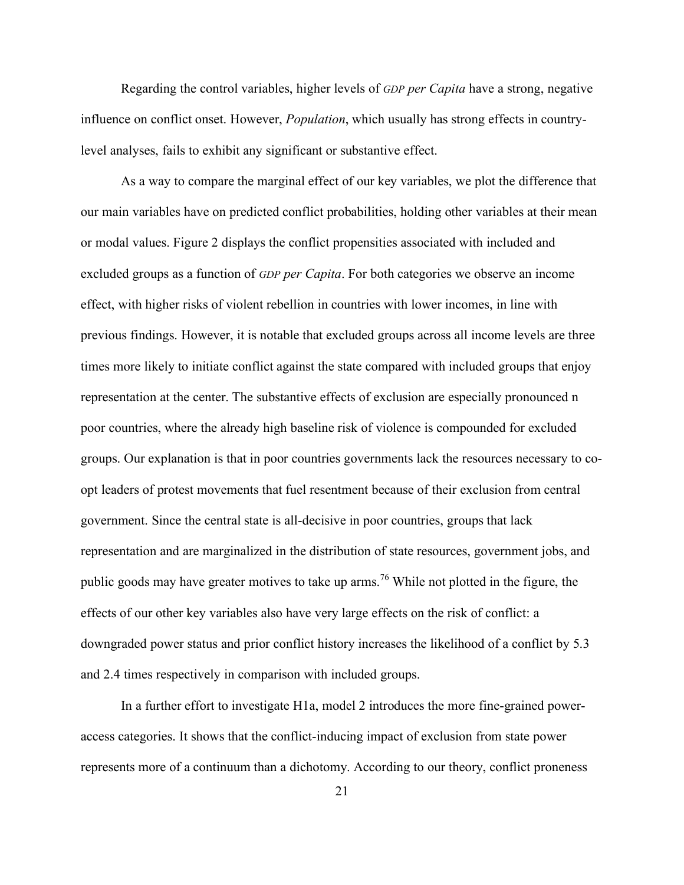Regarding the control variables, higher levels of *GDP per Capita* have a strong, negative influence on conflict onset. However, *Population*, which usually has strong effects in country-level analyses, fails to exhibit any significant or substantive effect.

As a way to compare the marginal effect of our key variables, we plot the difference that our main variables have on predicted conflict probabilities, holding other variables at their mean or modal values. Figure 2 displays the conflict propensities associated with included and excluded groups as a function of *GDP per Capita*. For both categories we observe an income effect, with higher risks of violent rebellion in countries with lower incomes, in line with previous findings. However, it is notable that excluded groups across all income levels are three times more likely to initiate conflict against the state compared with included groups that enjoy representation at the center. The substantive effects of exclusion are especially pronounced n poor countries, where the already high baseline risk of violence is compounded for excluded groups. Our explanation is that in poor countries governments lack the resources necessary to co-opt leaders of protest movements that fuel resentment because of their exclusion from central government. Since the central state is all-decisive in poor countries, groups that lack representation and are marginalized in the distribution of state resources, government jobs, and public goods may have greater motives to take up arms.[76] While not plotted in the figure, the effects of our other key variables also have very large effects on the risk of conflict: a downgraded power status and prior conflict history increases the likelihood of a conflict by 5.3 and 2.4 times respectively in comparison with included groups.

In a further effort to investigate H1a, model 2 introduces the more fine-grained power-access categories. It shows that the conflict-inducing impact of exclusion from state power represents more of a continuum than a dichotomy. According to our theory, conflict proneness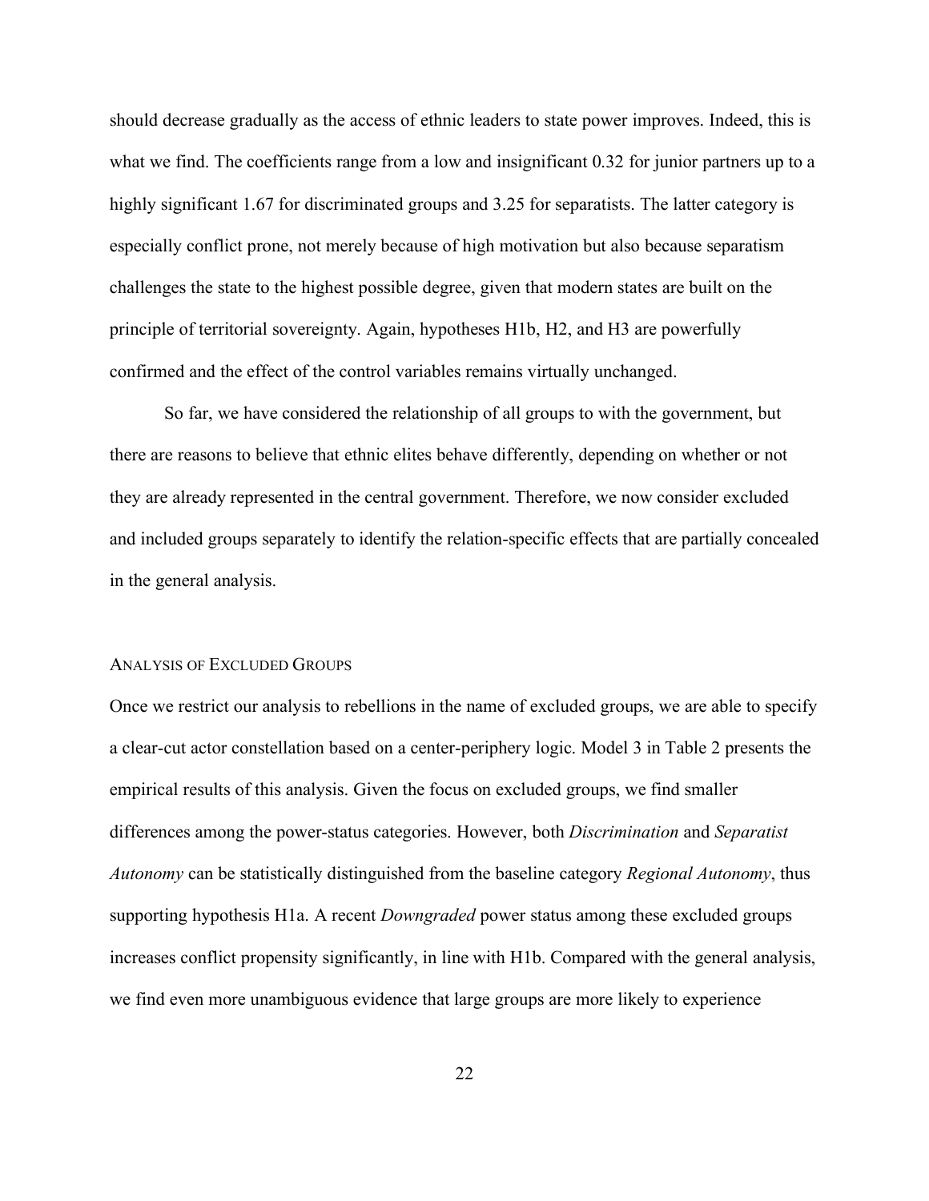should decrease gradually as the access of ethnic leaders to state power improves. Indeed, this is what we find. The coefficients range from a low and insignificant 0.32 for junior partners up to a highly significant 1.67 for discriminated groups and 3.25 for separatists. The latter category is especially conflict prone, not merely because of high motivation but also because separatism challenges the state to the highest possible degree, given that modern states are built on the principle of territorial sovereignty. Again, hypotheses H1b, H2, and H3 are powerfully confirmed and the effect of the control variables remains virtually unchanged.

So far, we have considered the relationship of all groups to with the government, but there are reasons to believe that ethnic elites behave differently, depending on whether or not they are already represented in the central government. Therefore, we now consider excluded and included groups separately to identify the relation-specific effects that are partially concealed in the general analysis.

### Analysis of Excluded Groups

Once we restrict our analysis to rebellions in the name of excluded groups, we are able to specify a clear-cut actor constellation based on a center-periphery logic. Model 3 in Table 2 presents the empirical results of this analysis. Given the focus on excluded groups, we find smaller differences among the power-status categories. However, both *Discrimination* and *Separatist Autonomy* can be statistically distinguished from the baseline category *Regional Autonomy*, thus supporting hypothesis H1a. A recent *Downgraded* power status among these excluded groups increases conflict propensity significantly, in line with H1b. Compared with the general analysis, we find even more unambiguous evidence that large groups are more likely to experience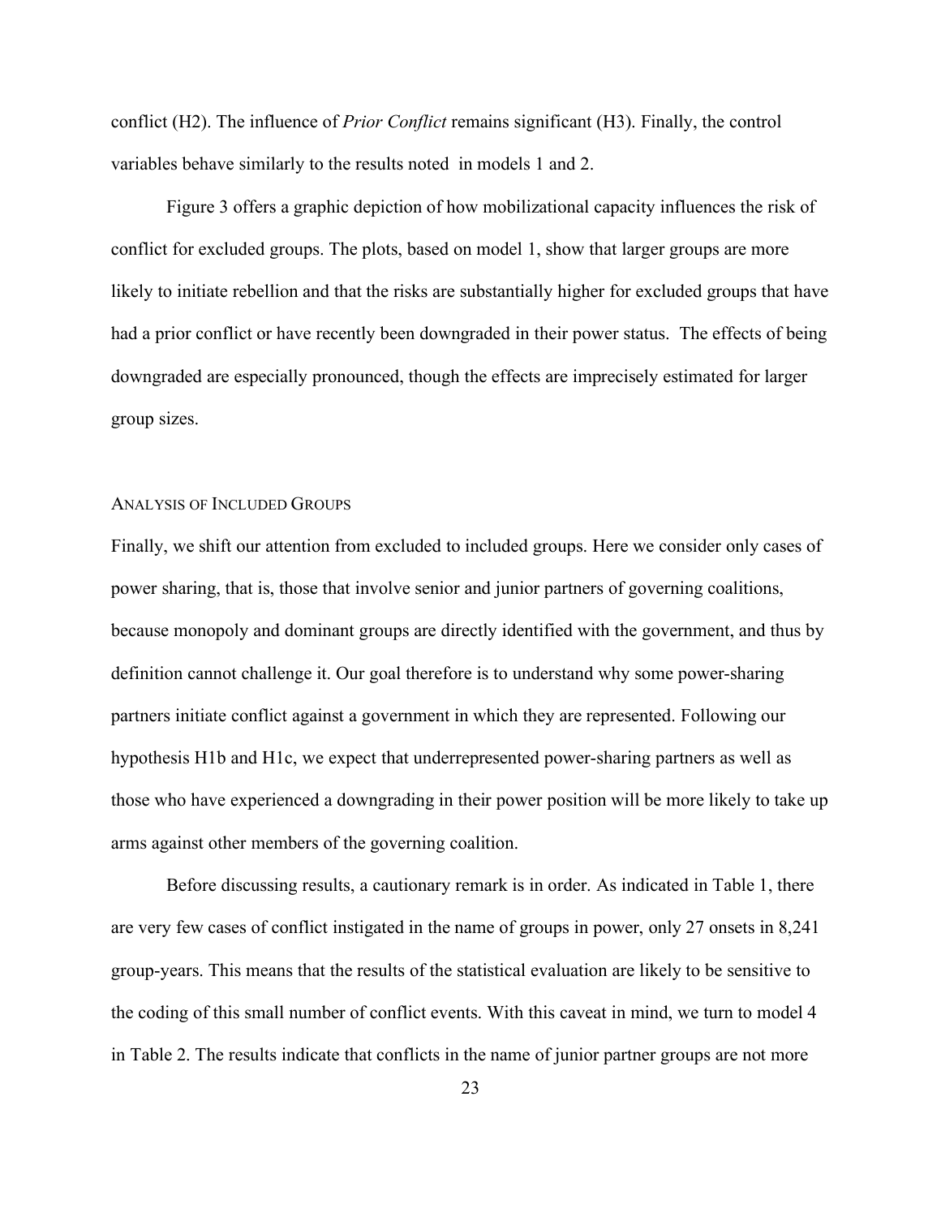conflict (H2). The influence of *Prior Conflict* remains significant (H3). Finally, the control variables behave similarly to the results noted in models 1 and 2.

Figure 3 offers a graphic depiction of how mobilizational capacity influences the risk of conflict for excluded groups. The plots, based on model 1, show that larger groups are more likely to initiate rebellion and that the risks are substantially higher for excluded groups that have had a prior conflict or have recently been downgraded in their power status. The effects of being downgraded are especially pronounced, though the effects are imprecisely estimated for larger group sizes.

### Analysis of Included Groups

Finally, we shift our attention from excluded to included groups. Here we consider only cases of power sharing, that is, those that involve senior and junior partners of governing coalitions, because monopoly and dominant groups are directly identified with the government, and thus by definition cannot challenge it. Our goal therefore is to understand why some power-sharing partners initiate conflict against a government in which they are represented. Following our hypothesis H1b and H1c, we expect that underrepresented power-sharing partners as well as those who have experienced a downgrading in their power position will be more likely to take up arms against other members of the governing coalition.

Before discussing results, a cautionary remark is in order. As indicated in Table 1, there are very few cases of conflict instigated in the name of groups in power, only 27 onsets in 8,241 group-years. This means that the results of the statistical evaluation are likely to be sensitive to the coding of this small number of conflict events. With this caveat in mind, we turn to model 4 in Table 2. The results indicate that conflicts in the name of junior partner groups are not more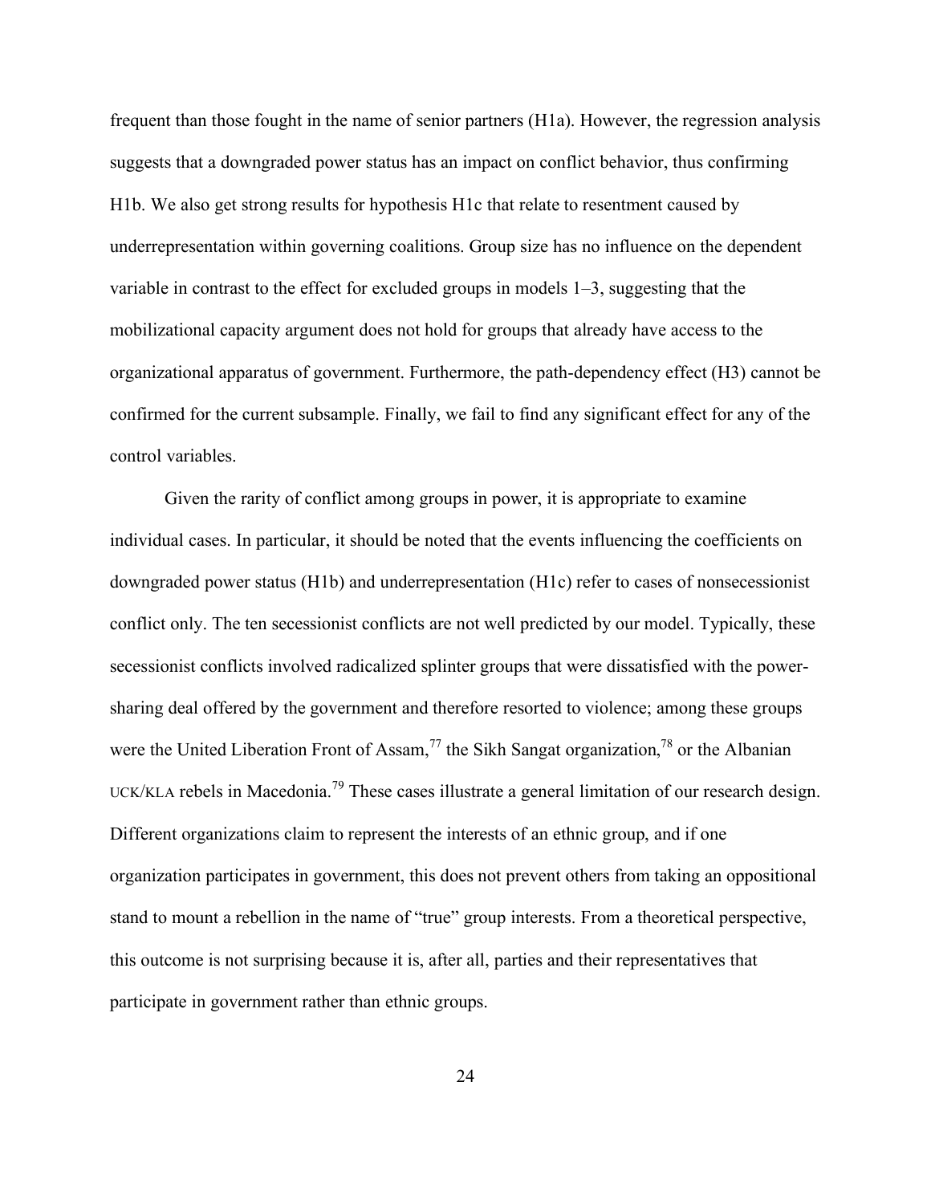frequent than those fought in the name of senior partners (H1a). However, the regression analysis suggests that a downgraded power status has an impact on conflict behavior, thus confirming H1b. We also get strong results for hypothesis H1c that relate to resentment caused by underrepresentation within governing coalitions. Group size has no influence on the dependent variable in contrast to the effect for excluded groups in models 1–3, suggesting that the mobilizational capacity argument does not hold for groups that already have access to the organizational apparatus of government. Furthermore, the path-dependency effect (H3) cannot be confirmed for the current subsample. Finally, we fail to find any significant effect for any of the control variables.

Given the rarity of conflict among groups in power, it is appropriate to examine individual cases. In particular, it should be noted that the events influencing the coefficients on downgraded power status (H1b) and underrepresentation (H1c) refer to cases of nonsecessionist conflict only. The ten secessionist conflicts are not well predicted by our model. Typically, these secessionist conflicts involved radicalized splinter groups that were dissatisfied with the power-sharing deal offered by the government and therefore resorted to violence; among these groups were the United Liberation Front of Assam,[77] the Sikh Sangat organization,[78] or the Albanian UCK/KLA rebels in Macedonia.[79] These cases illustrate a general limitation of our research design. Different organizations claim to represent the interests of an ethnic group, and if one organization participates in government, this does not prevent others from taking an oppositional stand to mount a rebellion in the name of "true" group interests. From a theoretical perspective, this outcome is not surprising because it is, after all, parties and their representatives that participate in government rather than ethnic groups.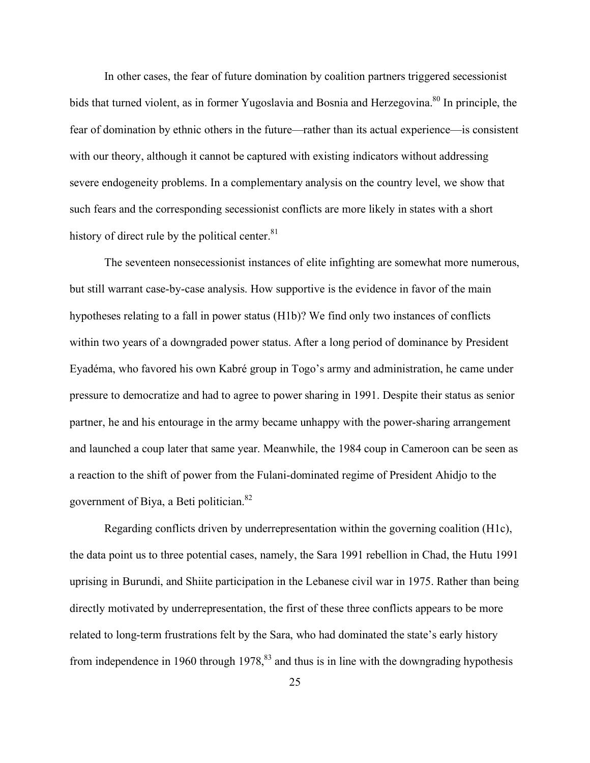In other cases, the fear of future domination by coalition partners triggered secessionist bids that turned violent, as in former Yugoslavia and Bosnia and Herzegovina.[80] In principle, the fear of domination by ethnic others in the future—rather than its actual experience—is consistent with our theory, although it cannot be captured with existing indicators without addressing severe endogeneity problems. In a complementary analysis on the country level, we show that such fears and the corresponding secessionist conflicts are more likely in states with a short history of direct rule by the political center.[81]

The seventeen nonsecessionist instances of elite infighting are somewhat more numerous, but still warrant case-by-case analysis. How supportive is the evidence in favor of the main hypotheses relating to a fall in power status (H1b)? We find only two instances of conflicts within two years of a downgraded power status. After a long period of dominance by President Eyadéma, who favored his own Kabré group in Togo's army and administration, he came under pressure to democratize and had to agree to power sharing in 1991. Despite their status as senior partner, he and his entourage in the army became unhappy with the power-sharing arrangement and launched a coup later that same year. Meanwhile, the 1984 coup in Cameroon can be seen as a reaction to the shift of power from the Fulani-dominated regime of President Ahidjo to the government of Biya, a Beti politician.[82]

Regarding conflicts driven by underrepresentation within the governing coalition (H1c), the data point us to three potential cases, namely, the Sara 1991 rebellion in Chad, the Hutu 1991 uprising in Burundi, and Shiite participation in the Lebanese civil war in 1975. Rather than being directly motivated by underrepresentation, the first of these three conflicts appears to be more related to long-term frustrations felt by the Sara, who had dominated the state's early history from independence in 1960 through 1978,[83] and thus is in line with the downgrading hypothesis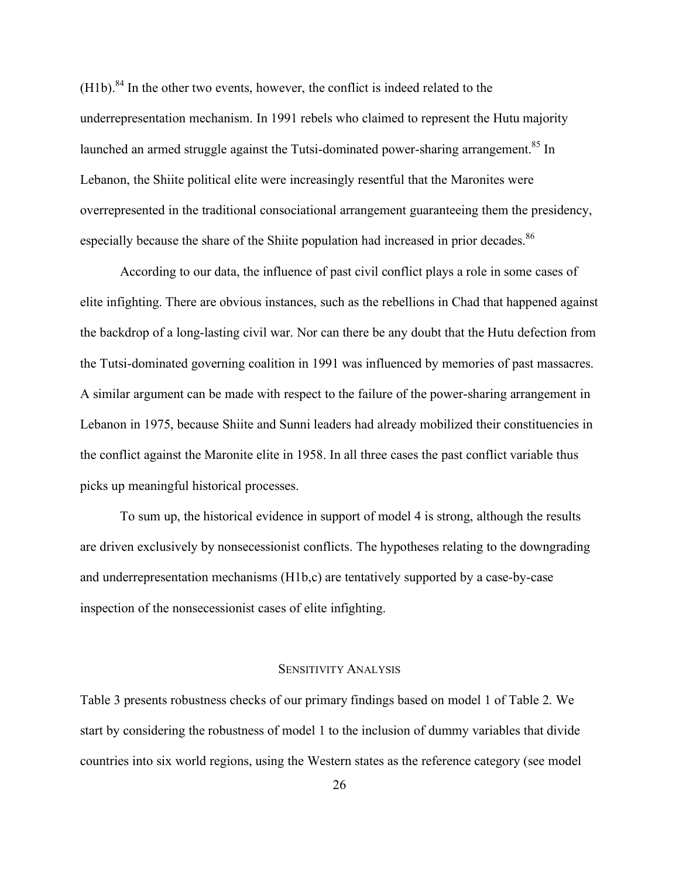(H1b).[84] In the other two events, however, the conflict is indeed related to the underrepresentation mechanism. In 1991 rebels who claimed to represent the Hutu majority launched an armed struggle against the Tutsi-dominated power-sharing arrangement.[85] In Lebanon, the Shiite political elite were increasingly resentful that the Maronites were overrepresented in the traditional consociational arrangement guaranteeing them the presidency, especially because the share of the Shiite population had increased in prior decades.[86]

According to our data, the influence of past civil conflict plays a role in some cases of elite infighting. There are obvious instances, such as the rebellions in Chad that happened against the backdrop of a long-lasting civil war. Nor can there be any doubt that the Hutu defection from the Tutsi-dominated governing coalition in 1991 was influenced by memories of past massacres. A similar argument can be made with respect to the failure of the power-sharing arrangement in Lebanon in 1975, because Shiite and Sunni leaders had already mobilized their constituencies in the conflict against the Maronite elite in 1958. In all three cases the past conflict variable thus picks up meaningful historical processes.

To sum up, the historical evidence in support of model 4 is strong, although the results are driven exclusively by nonsecessionist conflicts. The hypotheses relating to the downgrading and underrepresentation mechanisms (H1b,c) are tentatively supported by a case-by-case inspection of the nonsecessionist cases of elite infighting.

## Sensitivity Analysis

Table 3 presents robustness checks of our primary findings based on model 1 of Table 2. We start by considering the robustness of model 1 to the inclusion of dummy variables that divide countries into six world regions, using the Western states as the reference category (see model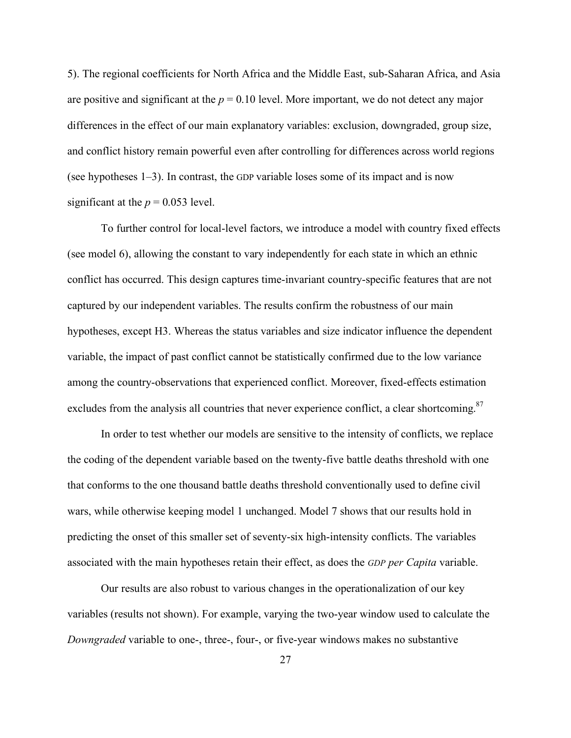5). The regional coefficients for North Africa and the Middle East, sub-Saharan Africa, and Asia are positive and significant at the $p = 0.10$ level. More important, we do not detect any major differences in the effect of our main explanatory variables: exclusion, downgraded, group size, and conflict history remain powerful even after controlling for differences across world regions (see hypotheses 1–3). In contrast, the GDP variable loses some of its impact and is now significant at the $p = 0.053$ level.

To further control for local-level factors, we introduce a model with country fixed effects (see model 6), allowing the constant to vary independently for each state in which an ethnic conflict has occurred. This design captures time-invariant country-specific features that are not captured by our independent variables. The results confirm the robustness of our main hypotheses, except H3. Whereas the status variables and size indicator influence the dependent variable, the impact of past conflict cannot be statistically confirmed due to the low variance among the country-observations that experienced conflict. Moreover, fixed-effects estimation excludes from the analysis all countries that never experience conflict, a clear shortcoming.[87]

In order to test whether our models are sensitive to the intensity of conflicts, we replace the coding of the dependent variable based on the twenty-five battle deaths threshold with one that conforms to the one thousand battle deaths threshold conventionally used to define civil wars, while otherwise keeping model 1 unchanged. Model 7 shows that our results hold in predicting the onset of this smaller set of seventy-six high-intensity conflicts. The variables associated with the main hypotheses retain their effect, as does the *GDP per Capita* variable.

Our results are also robust to various changes in the operationalization of our key variables (results not shown). For example, varying the two-year window used to calculate the *Downgraded* variable to one-, three-, four-, or five-year windows makes no substantive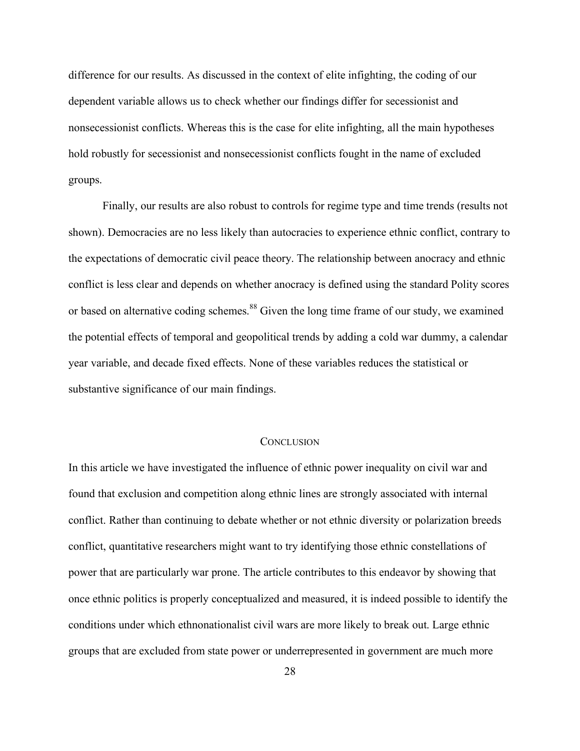difference for our results. As discussed in the context of elite infighting, the coding of our dependent variable allows us to check whether our findings differ for secessionist and nonsecessionist conflicts. Whereas this is the case for elite infighting, all the main hypotheses hold robustly for secessionist and nonsecessionist conflicts fought in the name of excluded groups.

Finally, our results are also robust to controls for regime type and time trends (results not shown). Democracies are no less likely than autocracies to experience ethnic conflict, contrary to the expectations of democratic civil peace theory. The relationship between anocracy and ethnic conflict is less clear and depends on whether anocracy is defined using the standard Polity scores or based on alternative coding schemes.[88] Given the long time frame of our study, we examined the potential effects of temporal and geopolitical trends by adding a cold war dummy, a calendar year variable, and decade fixed effects. None of these variables reduces the statistical or substantive significance of our main findings.

## Conclusion

In this article we have investigated the influence of ethnic power inequality on civil war and found that exclusion and competition along ethnic lines are strongly associated with internal conflict. Rather than continuing to debate whether or not ethnic diversity or polarization breeds conflict, quantitative researchers might want to try identifying those ethnic constellations of power that are particularly war prone. The article contributes to this endeavor by showing that once ethnic politics is properly conceptualized and measured, it is indeed possible to identify the conditions under which ethnonationalist civil wars are more likely to break out. Large ethnic groups that are excluded from state power or underrepresented in government are much more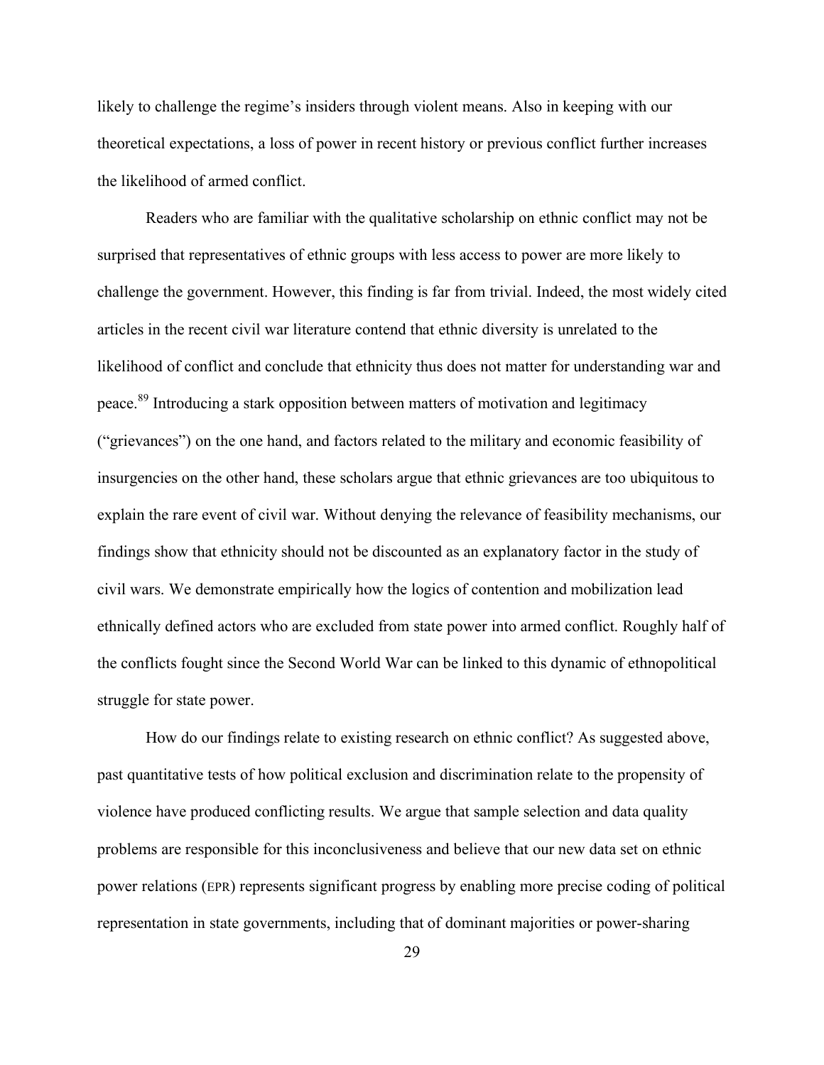likely to challenge the regime's insiders through violent means. Also in keeping with our theoretical expectations, a loss of power in recent history or previous conflict further increases the likelihood of armed conflict.

Readers who are familiar with the qualitative scholarship on ethnic conflict may not be surprised that representatives of ethnic groups with less access to power are more likely to challenge the government. However, this finding is far from trivial. Indeed, the most widely cited articles in the recent civil war literature contend that ethnic diversity is unrelated to the likelihood of conflict and conclude that ethnicity thus does not matter for understanding war and peace.[89] Introducing a stark opposition between matters of motivation and legitimacy ("grievances") on the one hand, and factors related to the military and economic feasibility of insurgencies on the other hand, these scholars argue that ethnic grievances are too ubiquitous to explain the rare event of civil war. Without denying the relevance of feasibility mechanisms, our findings show that ethnicity should not be discounted as an explanatory factor in the study of civil wars. We demonstrate empirically how the logics of contention and mobilization lead ethnically defined actors who are excluded from state power into armed conflict. Roughly half of the conflicts fought since the Second World War can be linked to this dynamic of ethnopolitical struggle for state power.

How do our findings relate to existing research on ethnic conflict? As suggested above, past quantitative tests of how political exclusion and discrimination relate to the propensity of violence have produced conflicting results. We argue that sample selection and data quality problems are responsible for this inconclusiveness and believe that our new data set on ethnic power relations (EPR) represents significant progress by enabling more precise coding of political representation in state governments, including that of dominant majorities or power-sharing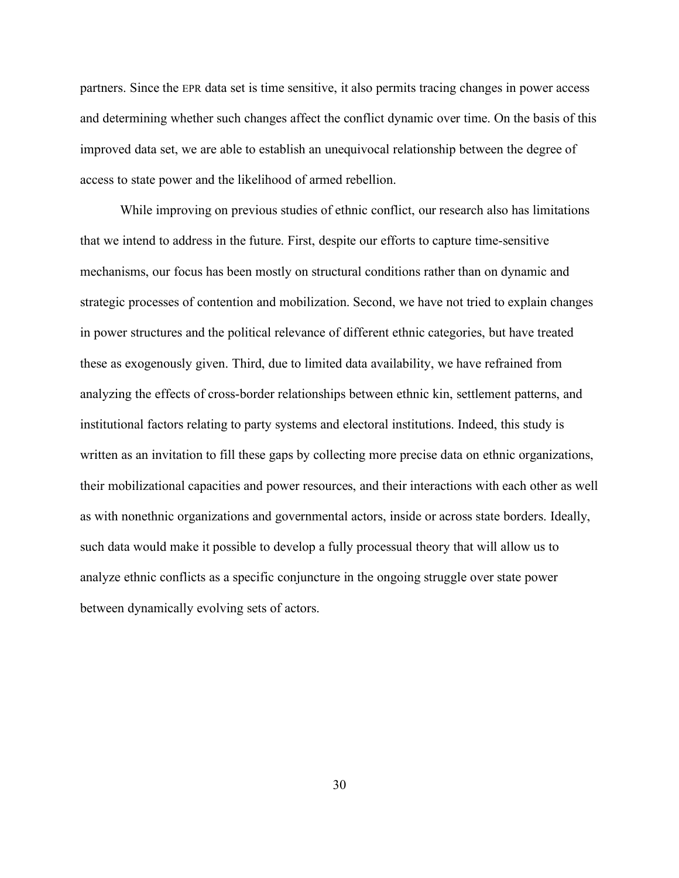partners. Since the EPR data set is time sensitive, it also permits tracing changes in power access and determining whether such changes affect the conflict dynamic over time. On the basis of this improved data set, we are able to establish an unequivocal relationship between the degree of access to state power and the likelihood of armed rebellion.

While improving on previous studies of ethnic conflict, our research also has limitations that we intend to address in the future. First, despite our efforts to capture time-sensitive mechanisms, our focus has been mostly on structural conditions rather than on dynamic and strategic processes of contention and mobilization. Second, we have not tried to explain changes in power structures and the political relevance of different ethnic categories, but have treated these as exogenously given. Third, due to limited data availability, we have refrained from analyzing the effects of cross-border relationships between ethnic kin, settlement patterns, and institutional factors relating to party systems and electoral institutions. Indeed, this study is written as an invitation to fill these gaps by collecting more precise data on ethnic organizations, their mobilizational capacities and power resources, and their interactions with each other as well as with nonethnic organizations and governmental actors, inside or across state borders. Ideally, such data would make it possible to develop a fully processual theory that will allow us to analyze ethnic conflicts as a specific conjuncture in the ongoing struggle over state power between dynamically evolving sets of actors.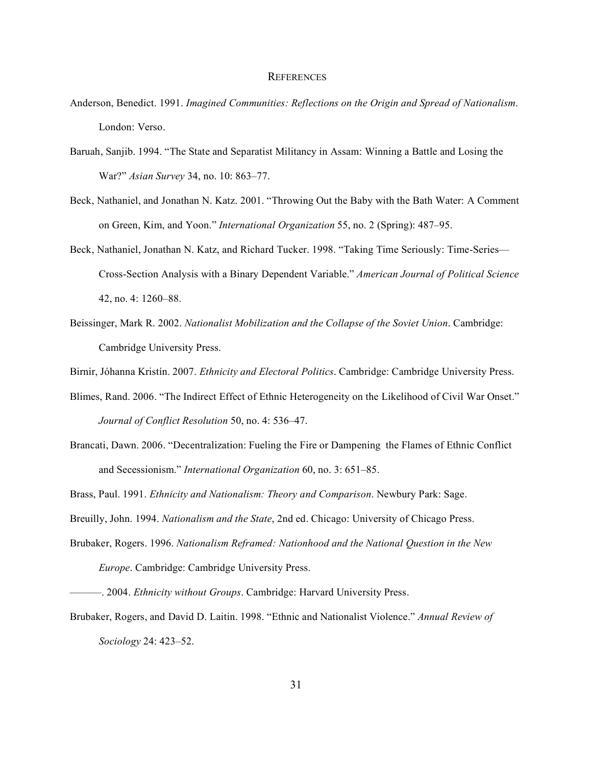## REFERENCES

Anderson, Benedict. 1991. *Imagined Communities: Reflections on the Origin and Spread of Nationalism*. London: Verso.

Baruah, Sanjib. 1994. "The State and Separatist Militancy in Assam: Winning a Battle and Losing the War?" *Asian Survey* 34, no. 10: 863–77.

Beck, Nathaniel, and Jonathan N. Katz. 2001. "Throwing Out the Baby with the Bath Water: A Comment on Green, Kim, and Yoon." *International Organization* 55, no. 2 (Spring): 487–95.

Beck, Nathaniel, Jonathan N. Katz, and Richard Tucker. 1998. "Taking Time Seriously: Time-Series—Cross-Section Analysis with a Binary Dependent Variable." *American Journal of Political Science* 42, no. 4: 1260–88.

Beissinger, Mark R. 2002. *Nationalist Mobilization and the Collapse of the Soviet Union*. Cambridge: Cambridge University Press.

Birnir, Jóhanna Kristín. 2007. *Ethnicity and Electoral Politics*. Cambridge: Cambridge University Press.

Blimes, Rand. 2006. "The Indirect Effect of Ethnic Heterogeneity on the Likelihood of Civil War Onset." *Journal of Conflict Resolution* 50, no. 4: 536–47.

Brancati, Dawn. 2006. "Decentralization: Fueling the Fire or Dampening the Flames of Ethnic Conflict and Secessionism." *International Organization* 60, no. 3: 651–85.

Brass, Paul. 1991. *Ethnicity and Nationalism: Theory and Comparison*. Newbury Park: Sage.

Breuilly, John. 1994. *Nationalism and the State*, 2nd ed. Chicago: University of Chicago Press.

Brubaker, Rogers. 1996. *Nationalism Reframed: Nationhood and the National Question in the New Europe*. Cambridge: Cambridge University Press.

———. 2004. *Ethnicity without Groups*. Cambridge: Harvard University Press.

Brubaker, Rogers, and David D. Laitin. 1998. "Ethnic and Nationalist Violence." *Annual Review of Sociology* 24: 423–52.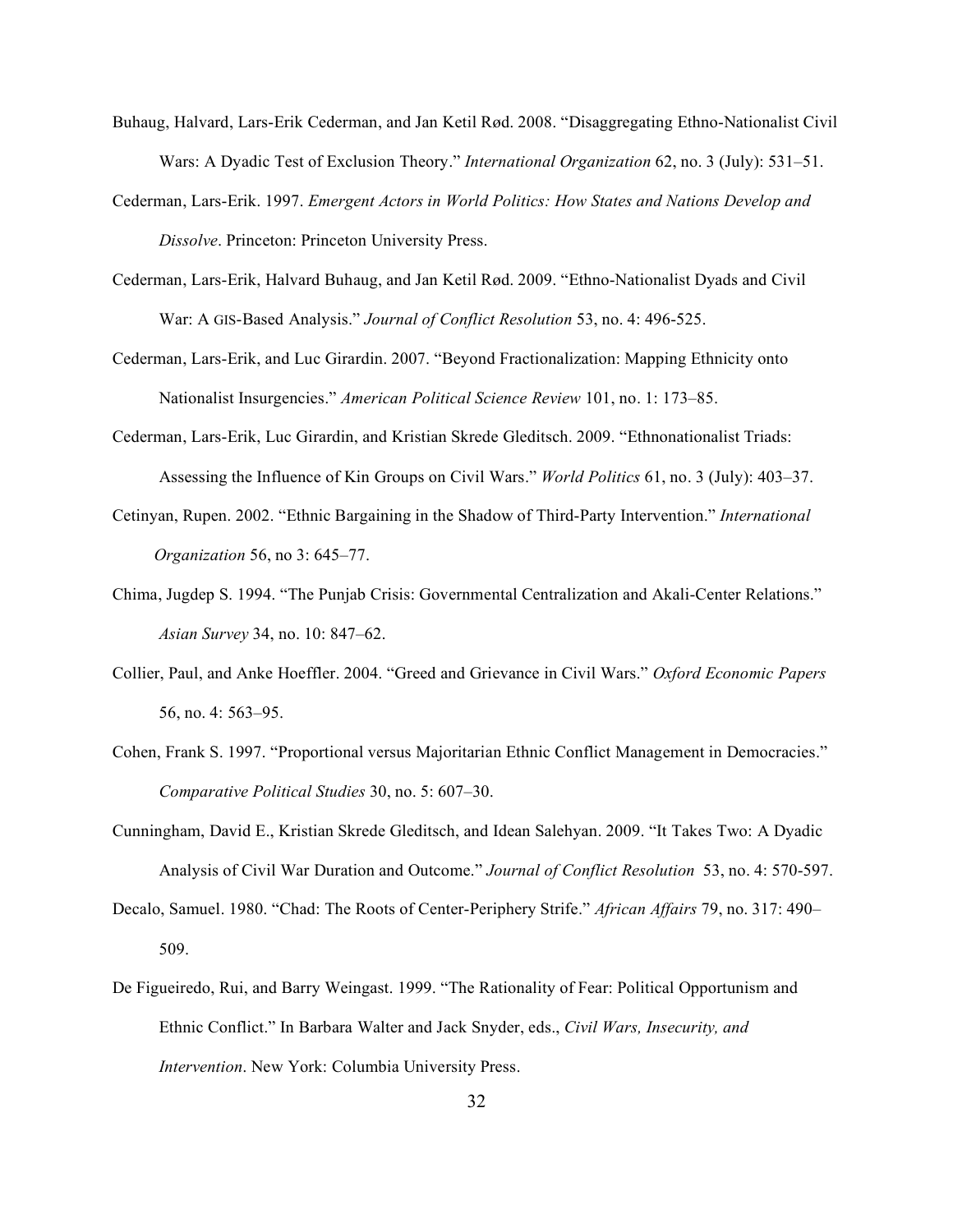Buhaug, Halvard, Lars-Erik Cederman, and Jan Ketil Rød. 2008. "Disaggregating Ethno-Nationalist Civil Wars: A Dyadic Test of Exclusion Theory." *International Organization* 62, no. 3 (July): 531–51.

Cederman, Lars-Erik. 1997. *Emergent Actors in World Politics: How States and Nations Develop and Dissolve*. Princeton: Princeton University Press.

Cederman, Lars-Erik, Halvard Buhaug, and Jan Ketil Rød. 2009. "Ethno-Nationalist Dyads and Civil War: A GIS-Based Analysis." *Journal of Conflict Resolution* 53, no. 4: 496-525.

Cederman, Lars-Erik, and Luc Girardin. 2007. "Beyond Fractionalization: Mapping Ethnicity onto Nationalist Insurgencies." *American Political Science Review* 101, no. 1: 173–85.

Cederman, Lars-Erik, Luc Girardin, and Kristian Skrede Gleditsch. 2009. "Ethnonationalist Triads: Assessing the Influence of Kin Groups on Civil Wars." *World Politics* 61, no. 3 (July): 403–37.

Cetinyan, Rupen. 2002. "Ethnic Bargaining in the Shadow of Third-Party Intervention." *International Organization* 56, no 3: 645–77.

Chima, Jugdep S. 1994. "The Punjab Crisis: Governmental Centralization and Akali-Center Relations." *Asian Survey* 34, no. 10: 847–62.

Collier, Paul, and Anke Hoeffler. 2004. "Greed and Grievance in Civil Wars." *Oxford Economic Papers* 56, no. 4: 563–95.

Cohen, Frank S. 1997. "Proportional versus Majoritarian Ethnic Conflict Management in Democracies." *Comparative Political Studies* 30, no. 5: 607–30.

Cunningham, David E., Kristian Skrede Gleditsch, and Idean Salehyan. 2009. "It Takes Two: A Dyadic Analysis of Civil War Duration and Outcome." *Journal of Conflict Resolution* 53, no. 4: 570-597.

Decalo, Samuel. 1980. "Chad: The Roots of Center-Periphery Strife." *African Affairs* 79, no. 317: 490–509.

De Figueiredo, Rui, and Barry Weingast. 1999. "The Rationality of Fear: Political Opportunism and Ethnic Conflict." In Barbara Walter and Jack Snyder, eds., *Civil Wars, Insecurity, and Intervention*. New York: Columbia University Press.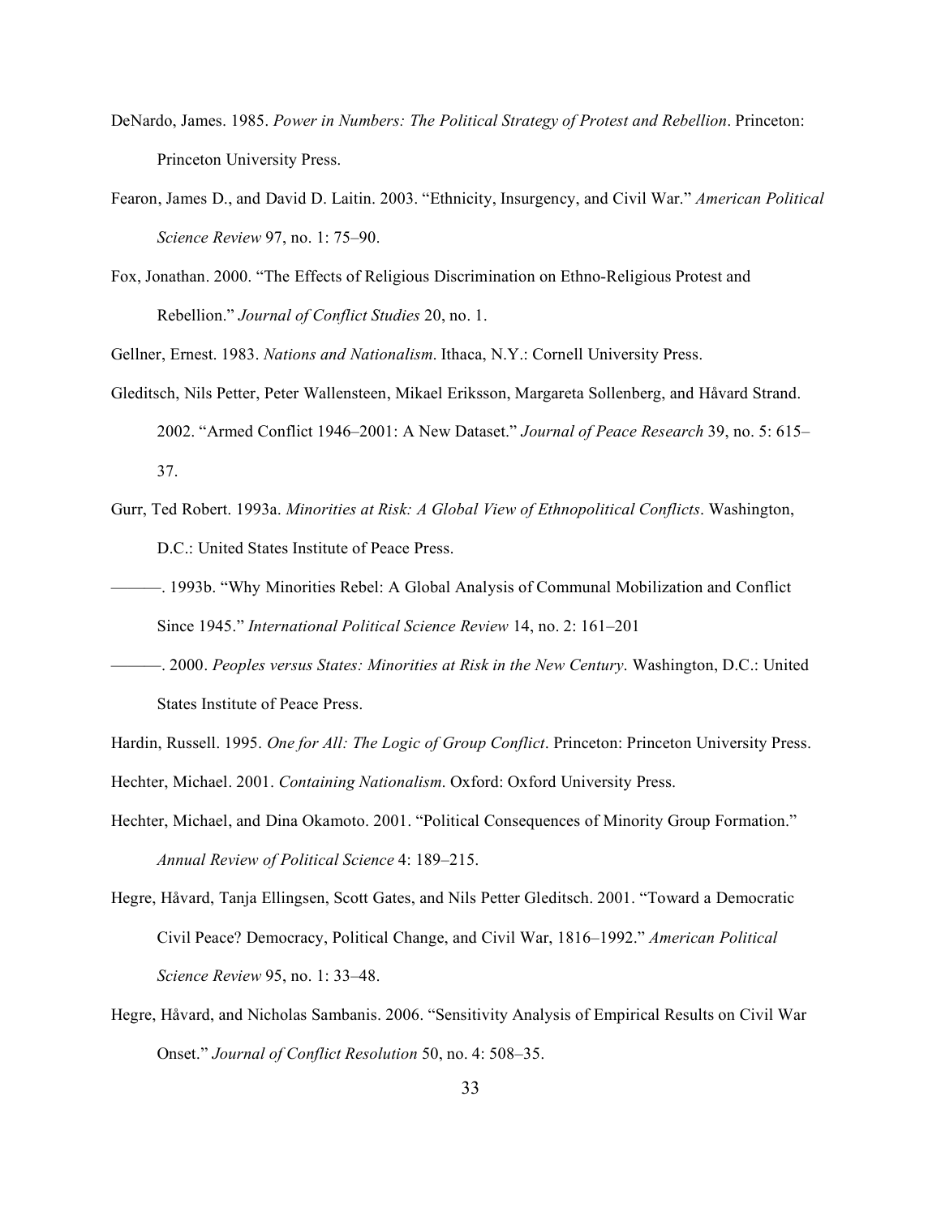DeNardo, James. 1985. *Power in Numbers: The Political Strategy of Protest and Rebellion*. Princeton: Princeton University Press.

Fearon, James D., and David D. Laitin. 2003. "Ethnicity, Insurgency, and Civil War." *American Political Science Review* 97, no. 1: 75–90.

Fox, Jonathan. 2000. "The Effects of Religious Discrimination on Ethno-Religious Protest and Rebellion." *Journal of Conflict Studies* 20, no. 1.

Gellner, Ernest. 1983. *Nations and Nationalism*. Ithaca, N.Y.: Cornell University Press.

Gleditsch, Nils Petter, Peter Wallensteen, Mikael Eriksson, Margareta Sollenberg, and Håvard Strand. 2002. "Armed Conflict 1946–2001: A New Dataset." *Journal of Peace Research* 39, no. 5: 615–37.

Gurr, Ted Robert. 1993a. *Minorities at Risk: A Global View of Ethnopolitical Conflicts*. Washington, D.C.: United States Institute of Peace Press.

———. 1993b. "Why Minorities Rebel: A Global Analysis of Communal Mobilization and Conflict Since 1945." *International Political Science Review* 14, no. 2: 161–201

———. 2000. *Peoples versus States: Minorities at Risk in the New Century*. Washington, D.C.: United States Institute of Peace Press.

Hardin, Russell. 1995. *One for All: The Logic of Group Conflict*. Princeton: Princeton University Press.

Hechter, Michael. 2001. *Containing Nationalism*. Oxford: Oxford University Press.

Hechter, Michael, and Dina Okamoto. 2001. "Political Consequences of Minority Group Formation." *Annual Review of Political Science* 4: 189–215.

Hegre, Håvard, Tanja Ellingsen, Scott Gates, and Nils Petter Gleditsch. 2001. "Toward a Democratic Civil Peace? Democracy, Political Change, and Civil War, 1816–1992." *American Political Science Review* 95, no. 1: 33–48.

Hegre, Håvard, and Nicholas Sambanis. 2006. "Sensitivity Analysis of Empirical Results on Civil War Onset." *Journal of Conflict Resolution* 50, no. 4: 508–35.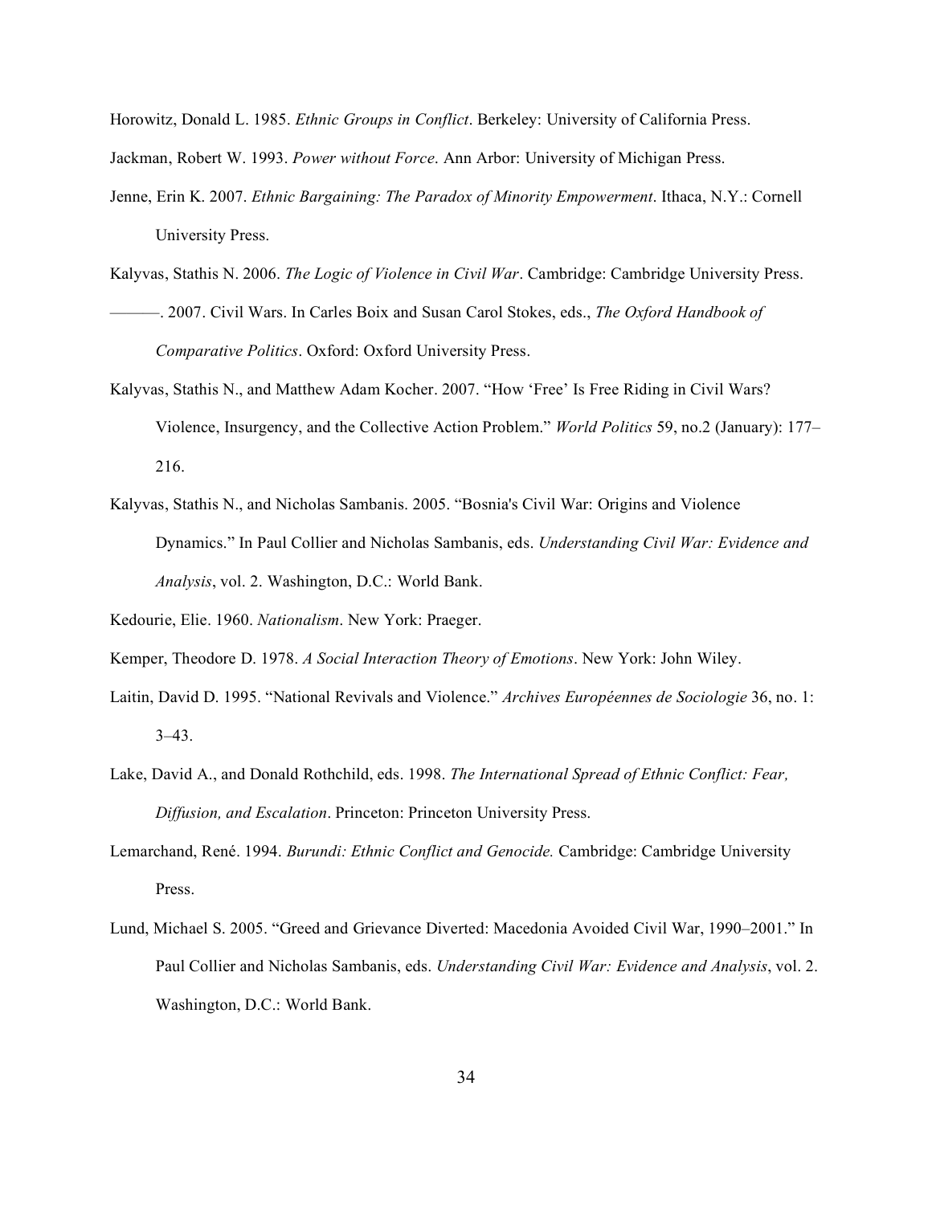Horowitz, Donald L. 1985. *Ethnic Groups in Conflict*. Berkeley: University of California Press.

Jackman, Robert W. 1993. *Power without Force*. Ann Arbor: University of Michigan Press.

Jenne, Erin K. 2007. *Ethnic Bargaining: The Paradox of Minority Empowerment*. Ithaca, N.Y.: Cornell University Press.

Kalyvas, Stathis N. 2006. *The Logic of Violence in Civil War*. Cambridge: Cambridge University Press.

———. 2007. Civil Wars. In Carles Boix and Susan Carol Stokes, eds., *The Oxford Handbook of Comparative Politics*. Oxford: Oxford University Press.

Kalyvas, Stathis N., and Matthew Adam Kocher. 2007. "How 'Free' Is Free Riding in Civil Wars? Violence, Insurgency, and the Collective Action Problem." *World Politics* 59, no.2 (January): 177–216.

Kalyvas, Stathis N., and Nicholas Sambanis. 2005. "Bosnia's Civil War: Origins and Violence Dynamics." In Paul Collier and Nicholas Sambanis, eds. *Understanding Civil War: Evidence and Analysis*, vol. 2. Washington, D.C.: World Bank.

Kedourie, Elie. 1960. *Nationalism*. New York: Praeger.

Kemper, Theodore D. 1978. *A Social Interaction Theory of Emotions*. New York: John Wiley.

Laitin, David D. 1995. "National Revivals and Violence." *Archives Européennes de Sociologie* 36, no. 1: 3–43.

Lake, David A., and Donald Rothchild, eds. 1998. *The International Spread of Ethnic Conflict: Fear, Diffusion, and Escalation*. Princeton: Princeton University Press.

Lemarchand, René. 1994. *Burundi: Ethnic Conflict and Genocide.* Cambridge: Cambridge University Press.

Lund, Michael S. 2005. "Greed and Grievance Diverted: Macedonia Avoided Civil War, 1990–2001." In Paul Collier and Nicholas Sambanis, eds. *Understanding Civil War: Evidence and Analysis*, vol. 2. Washington, D.C.: World Bank.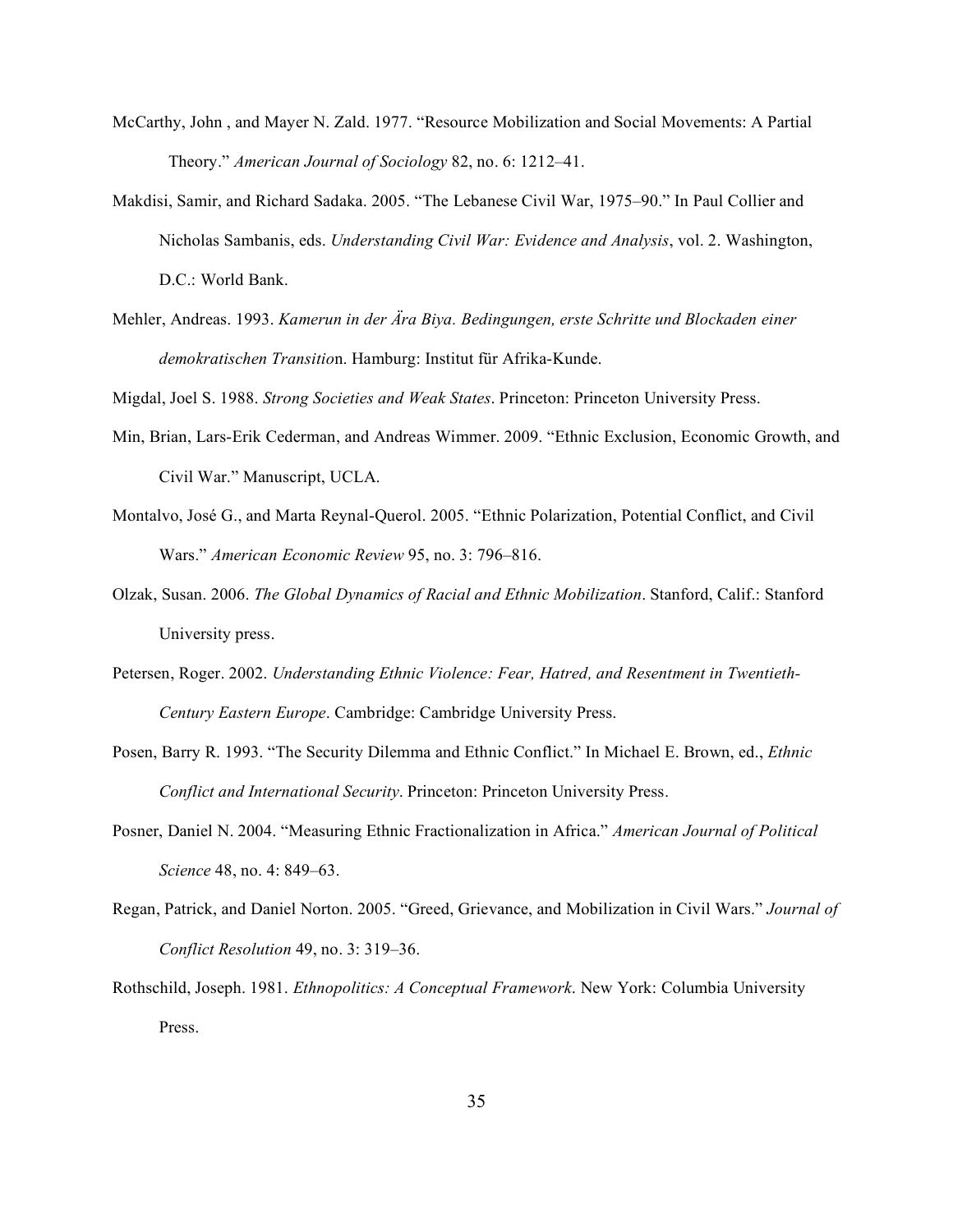McCarthy, John , and Mayer N. Zald. 1977. "Resource Mobilization and Social Movements: A Partial Theory." *American Journal of Sociology* 82, no. 6: 1212–41.

Makdisi, Samir, and Richard Sadaka. 2005. "The Lebanese Civil War, 1975–90." In Paul Collier and Nicholas Sambanis, eds. *Understanding Civil War: Evidence and Analysis*, vol. 2. Washington, D.C.: World Bank.

Mehler, Andreas. 1993. *Kamerun in der Ära Biya. Bedingungen, erste Schritte und Blockaden einer demokratischen Transitio*n. Hamburg: Institut für Afrika-Kunde.

Migdal, Joel S. 1988. *Strong Societies and Weak States*. Princeton: Princeton University Press.

Min, Brian, Lars-Erik Cederman, and Andreas Wimmer. 2009. "Ethnic Exclusion, Economic Growth, and Civil War." Manuscript, UCLA.

Montalvo, José G., and Marta Reynal-Querol. 2005. "Ethnic Polarization, Potential Conflict, and Civil Wars." *American Economic Review* 95, no. 3: 796–816.

Olzak, Susan. 2006. *The Global Dynamics of Racial and Ethnic Mobilization*. Stanford, Calif.: Stanford University press.

Petersen, Roger. 2002. *Understanding Ethnic Violence: Fear, Hatred, and Resentment in Twentieth-Century Eastern Europe*. Cambridge: Cambridge University Press.

Posen, Barry R. 1993. "The Security Dilemma and Ethnic Conflict." In Michael E. Brown, ed., *Ethnic Conflict and International Security*. Princeton: Princeton University Press.

Posner, Daniel N. 2004. "Measuring Ethnic Fractionalization in Africa." *American Journal of Political Science* 48, no. 4: 849–63.

Regan, Patrick, and Daniel Norton. 2005. "Greed, Grievance, and Mobilization in Civil Wars." *Journal of Conflict Resolution* 49, no. 3: 319–36.

Rothschild, Joseph. 1981. *Ethnopolitics: A Conceptual Framework*. New York: Columbia University Press.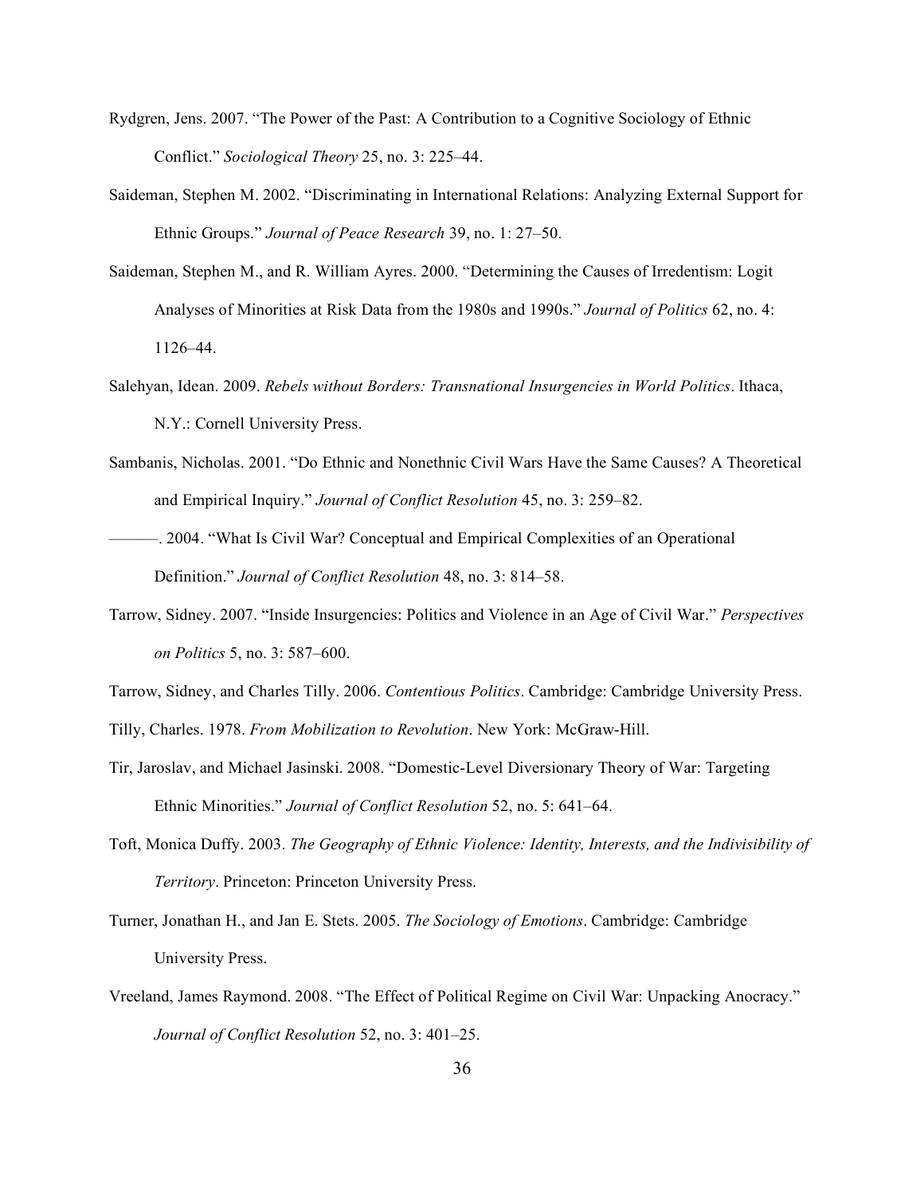Rydgren, Jens. 2007. "The Power of the Past: A Contribution to a Cognitive Sociology of Ethnic Conflict." *Sociological Theory* 25, no. 3: 225–44.

Saideman, Stephen M. 2002. "Discriminating in International Relations: Analyzing External Support for Ethnic Groups." *Journal of Peace Research* 39, no. 1: 27–50.

Saideman, Stephen M., and R. William Ayres. 2000. "Determining the Causes of Irredentism: Logit Analyses of Minorities at Risk Data from the 1980s and 1990s." *Journal of Politics* 62, no. 4: 1126–44.

Salehyan, Idean. 2009. *Rebels without Borders: Transnational Insurgencies in World Politics*. Ithaca, N.Y.: Cornell University Press.

Sambanis, Nicholas. 2001. "Do Ethnic and Nonethnic Civil Wars Have the Same Causes? A Theoretical and Empirical Inquiry." *Journal of Conflict Resolution* 45, no. 3: 259–82.

———. 2004. "What Is Civil War? Conceptual and Empirical Complexities of an Operational Definition." *Journal of Conflict Resolution* 48, no. 3: 814–58.

Tarrow, Sidney. 2007. "Inside Insurgencies: Politics and Violence in an Age of Civil War." *Perspectives on Politics* 5, no. 3: 587–600.

Tarrow, Sidney, and Charles Tilly. 2006. *Contentious Politics*. Cambridge: Cambridge University Press.

Tilly, Charles. 1978. *From Mobilization to Revolution*. New York: McGraw-Hill.

Tir, Jaroslav, and Michael Jasinski. 2008. "Domestic-Level Diversionary Theory of War: Targeting Ethnic Minorities." *Journal of Conflict Resolution* 52, no. 5: 641–64.

Toft, Monica Duffy. 2003. *The Geography of Ethnic Violence: Identity, Interests, and the Indivisibility of Territory*. Princeton: Princeton University Press.

Turner, Jonathan H., and Jan E. Stets. 2005. *The Sociology of Emotions*. Cambridge: Cambridge University Press.

Vreeland, James Raymond. 2008. "The Effect of Political Regime on Civil War: Unpacking Anocracy." *Journal of Conflict Resolution* 52, no. 3: 401–25.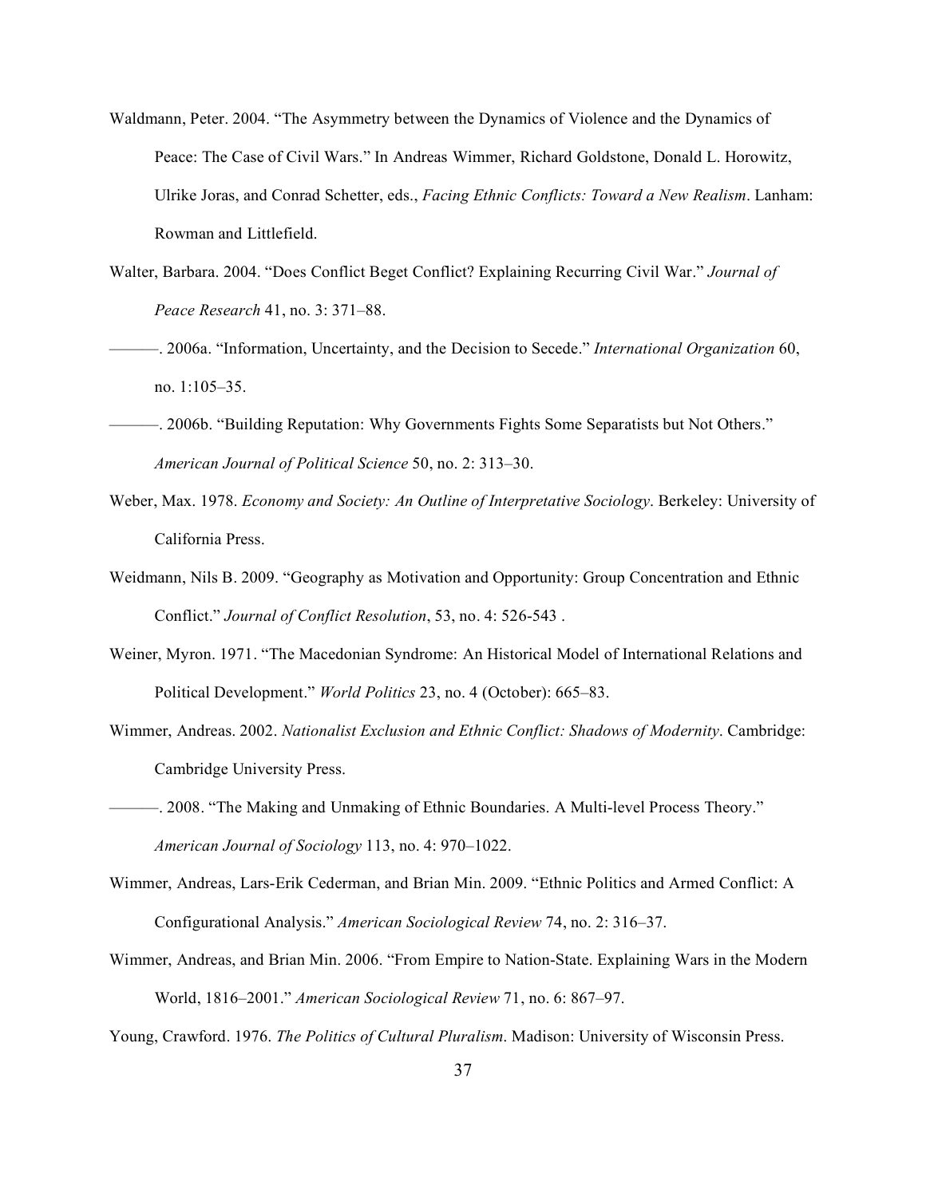Waldmann, Peter. 2004. "The Asymmetry between the Dynamics of Violence and the Dynamics of Peace: The Case of Civil Wars." In Andreas Wimmer, Richard Goldstone, Donald L. Horowitz, Ulrike Joras, and Conrad Schetter, eds., *Facing Ethnic Conflicts: Toward a New Realism*. Lanham: Rowman and Littlefield.

Walter, Barbara. 2004. "Does Conflict Beget Conflict? Explaining Recurring Civil War." *Journal of Peace Research* 41, no. 3: 371–88.

———. 2006a. "Information, Uncertainty, and the Decision to Secede." *International Organization* 60, no. 1:105–35.

———. 2006b. "Building Reputation: Why Governments Fights Some Separatists but Not Others." *American Journal of Political Science* 50, no. 2: 313–30.

Weber, Max. 1978. *Economy and Society: An Outline of Interpretative Sociology*. Berkeley: University of California Press.

Weidmann, Nils B. 2009. "Geography as Motivation and Opportunity: Group Concentration and Ethnic Conflict." *Journal of Conflict Resolution*, 53, no. 4: 526-543 .

Weiner, Myron. 1971. "The Macedonian Syndrome: An Historical Model of International Relations and Political Development." *World Politics* 23, no. 4 (October): 665–83.

Wimmer, Andreas. 2002. *Nationalist Exclusion and Ethnic Conflict: Shadows of Modernity*. Cambridge: Cambridge University Press.

———. 2008. "The Making and Unmaking of Ethnic Boundaries. A Multi-level Process Theory." *American Journal of Sociology* 113, no. 4: 970–1022.

Wimmer, Andreas, Lars-Erik Cederman, and Brian Min. 2009. "Ethnic Politics and Armed Conflict: A Configurational Analysis." *American Sociological Review* 74, no. 2: 316–37.

Wimmer, Andreas, and Brian Min. 2006. "From Empire to Nation-State. Explaining Wars in the Modern World, 1816–2001." *American Sociological Review* 71, no. 6: 867–97.

Young, Crawford. 1976. *The Politics of Cultural Pluralism*. Madison: University of Wisconsin Press.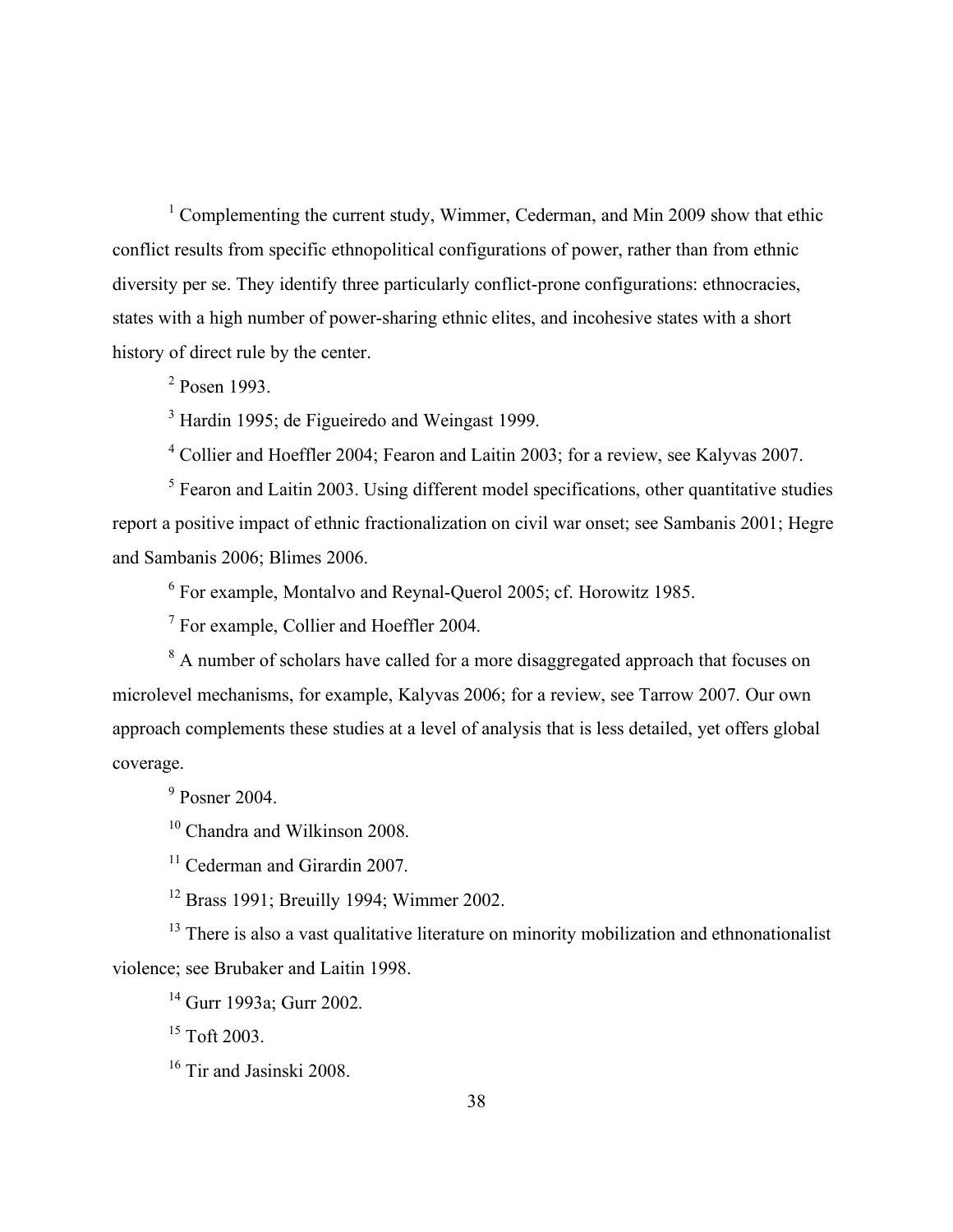[1] Complementing the current study, Wimmer, Cederman, and Min 2009 show that ethic conflict results from specific ethnopolitical configurations of power, rather than from ethnic diversity per se. They identify three particularly conflict-prone configurations: ethnocracies, states with a high number of power-sharing ethnic elites, and incohesive states with a short history of direct rule by the center.

[2] Posen 1993.

[3] Hardin 1995; de Figueiredo and Weingast 1999.

[4] Collier and Hoeffler 2004; Fearon and Laitin 2003; for a review, see Kalyvas 2007.

[5] Fearon and Laitin 2003. Using different model specifications, other quantitative studies report a positive impact of ethnic fractionalization on civil war onset; see Sambanis 2001; Hegre and Sambanis 2006; Blimes 2006.

[6] For example, Montalvo and Reynal-Querol 2005; cf. Horowitz 1985.

[7] For example, Collier and Hoeffler 2004.

[8] A number of scholars have called for a more disaggregated approach that focuses on microlevel mechanisms, for example, Kalyvas 2006; for a review, see Tarrow 2007. Our own approach complements these studies at a level of analysis that is less detailed, yet offers global coverage.

[9] Posner 2004.

[10] Chandra and Wilkinson 2008.

[11] Cederman and Girardin 2007.

[12] Brass 1991; Breuilly 1994; Wimmer 2002.

[13] There is also a vast qualitative literature on minority mobilization and ethnonationalist violence; see Brubaker and Laitin 1998.

[14] Gurr 1993a; Gurr 2002.

[15] Toft 2003.

[16] Tir and Jasinski 2008.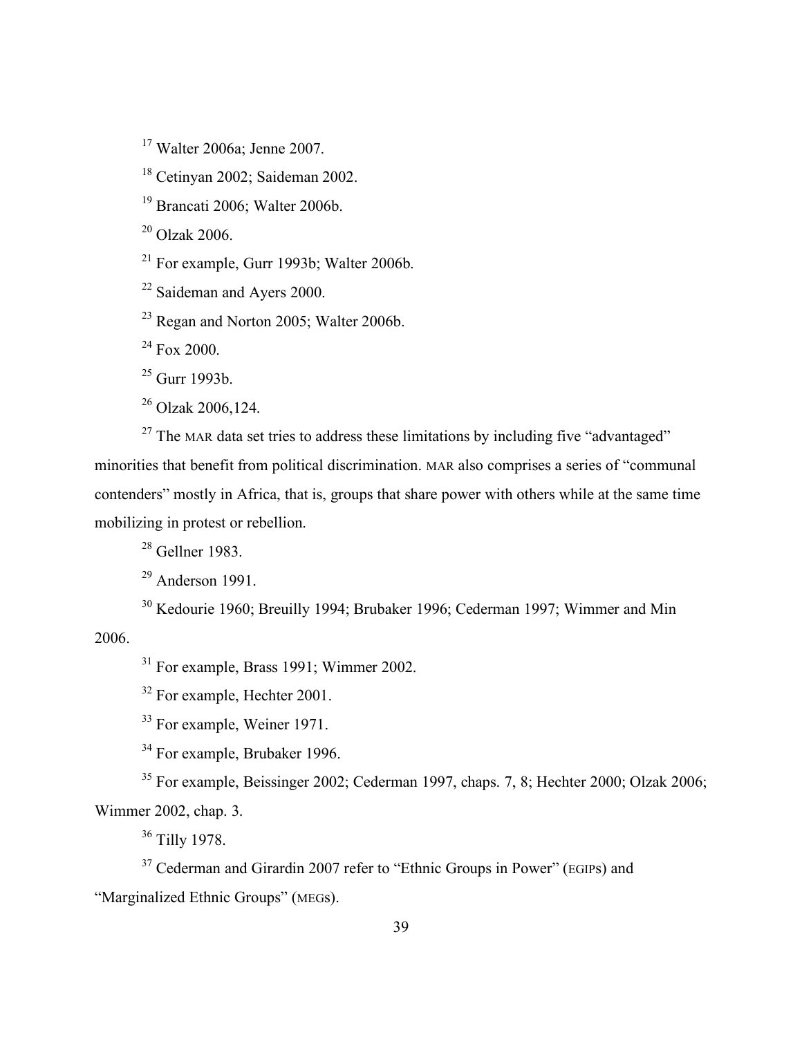[17] Walter 2006a; Jenne 2007.

[18] Cetinyan 2002; Saideman 2002.

[19] Brancati 2006; Walter 2006b.

[20] Olzak 2006.

[21] For example, Gurr 1993b; Walter 2006b.

[22] Saideman and Ayers 2000.

[23] Regan and Norton 2005; Walter 2006b.

[24] Fox 2000.

[25] Gurr 1993b.

[26] Olzak 2006,124.

[27] The MAR data set tries to address these limitations by including five "advantaged" minorities that benefit from political discrimination. MAR also comprises a series of "communal contenders" mostly in Africa, that is, groups that share power with others while at the same time mobilizing in protest or rebellion.

[28] Gellner 1983.

[29] Anderson 1991.

[30] Kedourie 1960; Breuilly 1994; Brubaker 1996; Cederman 1997; Wimmer and Min 2006.

[31] For example, Brass 1991; Wimmer 2002.

[32] For example, Hechter 2001.

[33] For example, Weiner 1971.

[34] For example, Brubaker 1996.

[35] For example, Beissinger 2002; Cederman 1997, chaps. 7, 8; Hechter 2000; Olzak 2006; Wimmer 2002, chap. 3.

[36] Tilly 1978.

[37] Cederman and Girardin 2007 refer to "Ethnic Groups in Power" (EGIPs) and "Marginalized Ethnic Groups" (MEGs).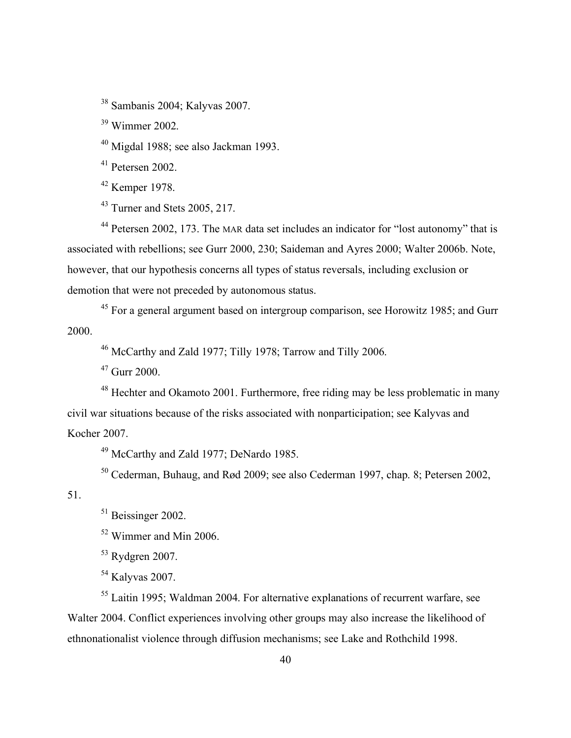[38] Sambanis 2004; Kalyvas 2007.

[39] Wimmer 2002.

[40] Migdal 1988; see also Jackman 1993.

[41] Petersen 2002.

[42] Kemper 1978.

[43] Turner and Stets 2005, 217.

[44] Petersen 2002, 173. The MAR data set includes an indicator for "lost autonomy" that is associated with rebellions; see Gurr 2000, 230; Saideman and Ayres 2000; Walter 2006b. Note, however, that our hypothesis concerns all types of status reversals, including exclusion or demotion that were not preceded by autonomous status.

[45] For a general argument based on intergroup comparison, see Horowitz 1985; and Gurr 2000.

[46] McCarthy and Zald 1977; Tilly 1978; Tarrow and Tilly 2006.

[47] Gurr 2000.

[48] Hechter and Okamoto 2001. Furthermore, free riding may be less problematic in many civil war situations because of the risks associated with nonparticipation; see Kalyvas and Kocher 2007.

[49] McCarthy and Zald 1977; DeNardo 1985.

[50] Cederman, Buhaug, and Rød 2009; see also Cederman 1997, chap. 8; Petersen 2002, 51.

[51] Beissinger 2002.

[52] Wimmer and Min 2006.

[53] Rydgren 2007.

[54] Kalyvas 2007.

[55] Laitin 1995; Waldman 2004. For alternative explanations of recurrent warfare, see Walter 2004. Conflict experiences involving other groups may also increase the likelihood of ethnonationalist violence through diffusion mechanisms; see Lake and Rothchild 1998.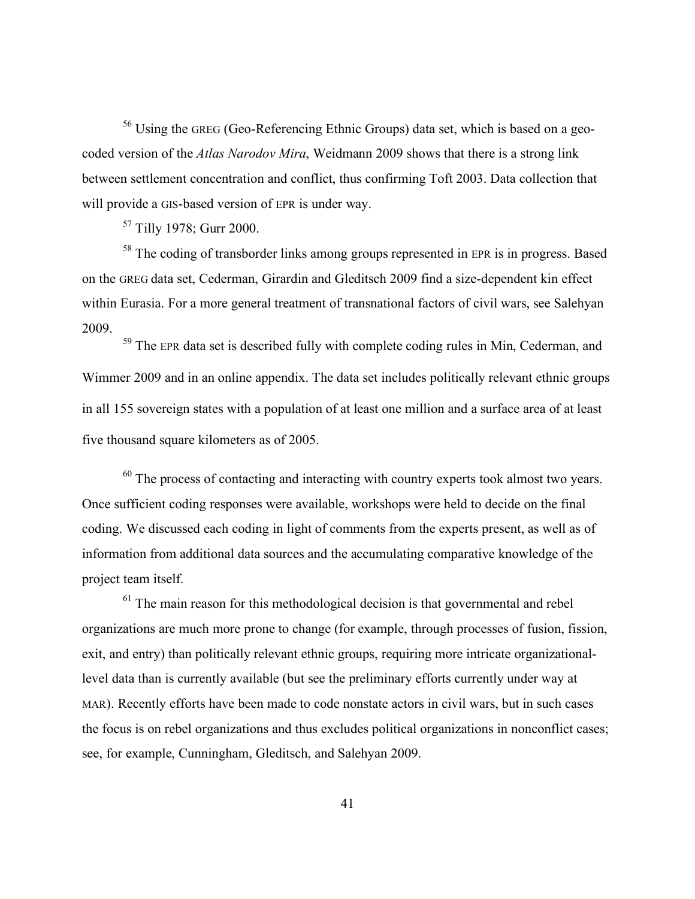[56] Using the GREG (Geo-Referencing Ethnic Groups) data set, which is based on a geo-coded version of the *Atlas Narodov Mira*, Weidmann 2009 shows that there is a strong link between settlement concentration and conflict, thus confirming Toft 2003. Data collection that will provide a GIS-based version of EPR is under way.

[57] Tilly 1978; Gurr 2000.

[58] The coding of transborder links among groups represented in EPR is in progress. Based on the GREG data set, Cederman, Girardin and Gleditsch 2009 find a size-dependent kin effect within Eurasia. For a more general treatment of transnational factors of civil wars, see Salehyan 2009.

[59] The EPR data set is described fully with complete coding rules in Min, Cederman, and Wimmer 2009 and in an online appendix. The data set includes politically relevant ethnic groups in all 155 sovereign states with a population of at least one million and a surface area of at least five thousand square kilometers as of 2005.

[60] The process of contacting and interacting with country experts took almost two years. Once sufficient coding responses were available, workshops were held to decide on the final coding. We discussed each coding in light of comments from the experts present, as well as of information from additional data sources and the accumulating comparative knowledge of the project team itself.

[61] The main reason for this methodological decision is that governmental and rebel organizations are much more prone to change (for example, through processes of fusion, fission, exit, and entry) than politically relevant ethnic groups, requiring more intricate organizational-level data than is currently available (but see the preliminary efforts currently under way at MAR). Recently efforts have been made to code nonstate actors in civil wars, but in such cases the focus is on rebel organizations and thus excludes political organizations in nonconflict cases; see, for example, Cunningham, Gleditsch, and Salehyan 2009.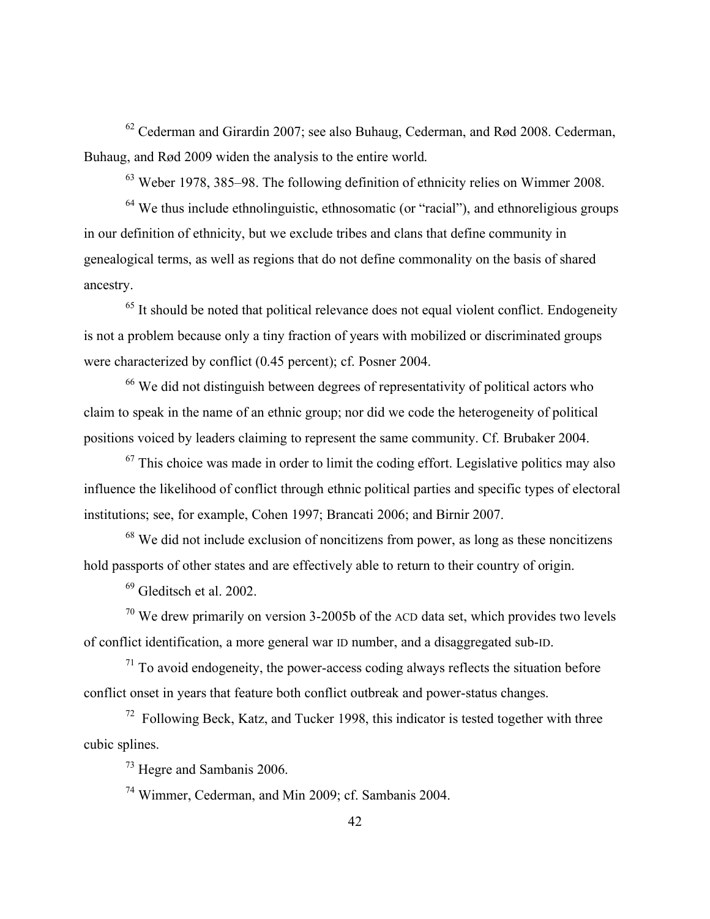[62] Cederman and Girardin 2007; see also Buhaug, Cederman, and Rød 2008. Cederman, Buhaug, and Rød 2009 widen the analysis to the entire world.

[63] Weber 1978, 385–98. The following definition of ethnicity relies on Wimmer 2008.

[64] We thus include ethnolinguistic, ethnosomatic (or "racial"), and ethnoreligious groups in our definition of ethnicity, but we exclude tribes and clans that define community in genealogical terms, as well as regions that do not define commonality on the basis of shared ancestry.

[65] It should be noted that political relevance does not equal violent conflict. Endogeneity is not a problem because only a tiny fraction of years with mobilized or discriminated groups were characterized by conflict (0.45 percent); cf. Posner 2004.

[66] We did not distinguish between degrees of representativity of political actors who claim to speak in the name of an ethnic group; nor did we code the heterogeneity of political positions voiced by leaders claiming to represent the same community. Cf. Brubaker 2004.

[67] This choice was made in order to limit the coding effort. Legislative politics may also influence the likelihood of conflict through ethnic political parties and specific types of electoral institutions; see, for example, Cohen 1997; Brancati 2006; and Birnir 2007.

[68] We did not include exclusion of noncitizens from power, as long as these noncitizens hold passports of other states and are effectively able to return to their country of origin.

[69] Gleditsch et al. 2002.

[70] We drew primarily on version 3-2005b of the ACD data set, which provides two levels of conflict identification, a more general war ID number, and a disaggregated sub-ID.

[71] To avoid endogeneity, the power-access coding always reflects the situation before conflict onset in years that feature both conflict outbreak and power-status changes.

[72] Following Beck, Katz, and Tucker 1998, this indicator is tested together with three cubic splines.

[73] Hegre and Sambanis 2006.

[74] Wimmer, Cederman, and Min 2009; cf. Sambanis 2004.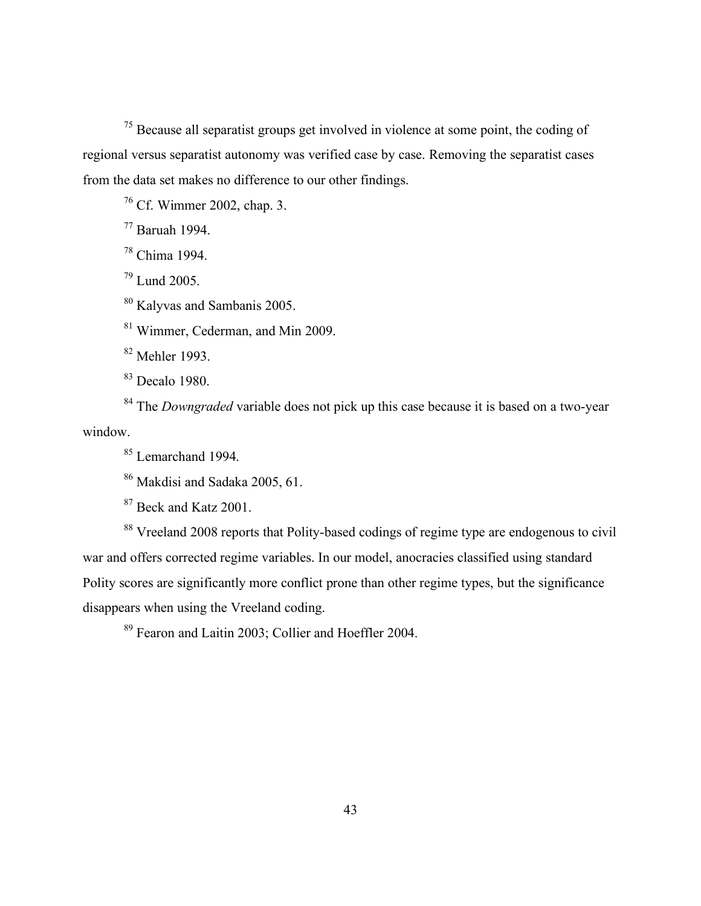[75] Because all separatist groups get involved in violence at some point, the coding of regional versus separatist autonomy was verified case by case. Removing the separatist cases from the data set makes no difference to our other findings.

[76] Cf. Wimmer 2002, chap. 3.

[77] Baruah 1994.

[78] Chima 1994.

[79] Lund 2005.

[80] Kalyvas and Sambanis 2005.

[81] Wimmer, Cederman, and Min 2009.

[82] Mehler 1993.

[83] Decalo 1980.

[84] The *Downgraded* variable does not pick up this case because it is based on a two-year window.

[85] Lemarchand 1994.

[86] Makdisi and Sadaka 2005, 61.

[87] Beck and Katz 2001.

[88] Vreeland 2008 reports that Polity-based codings of regime type are endogenous to civil war and offers corrected regime variables. In our model, anocracies classified using standard Polity scores are significantly more conflict prone than other regime types, but the significance disappears when using the Vreeland coding.

[89] Fearon and Laitin 2003; Collier and Hoeffler 2004.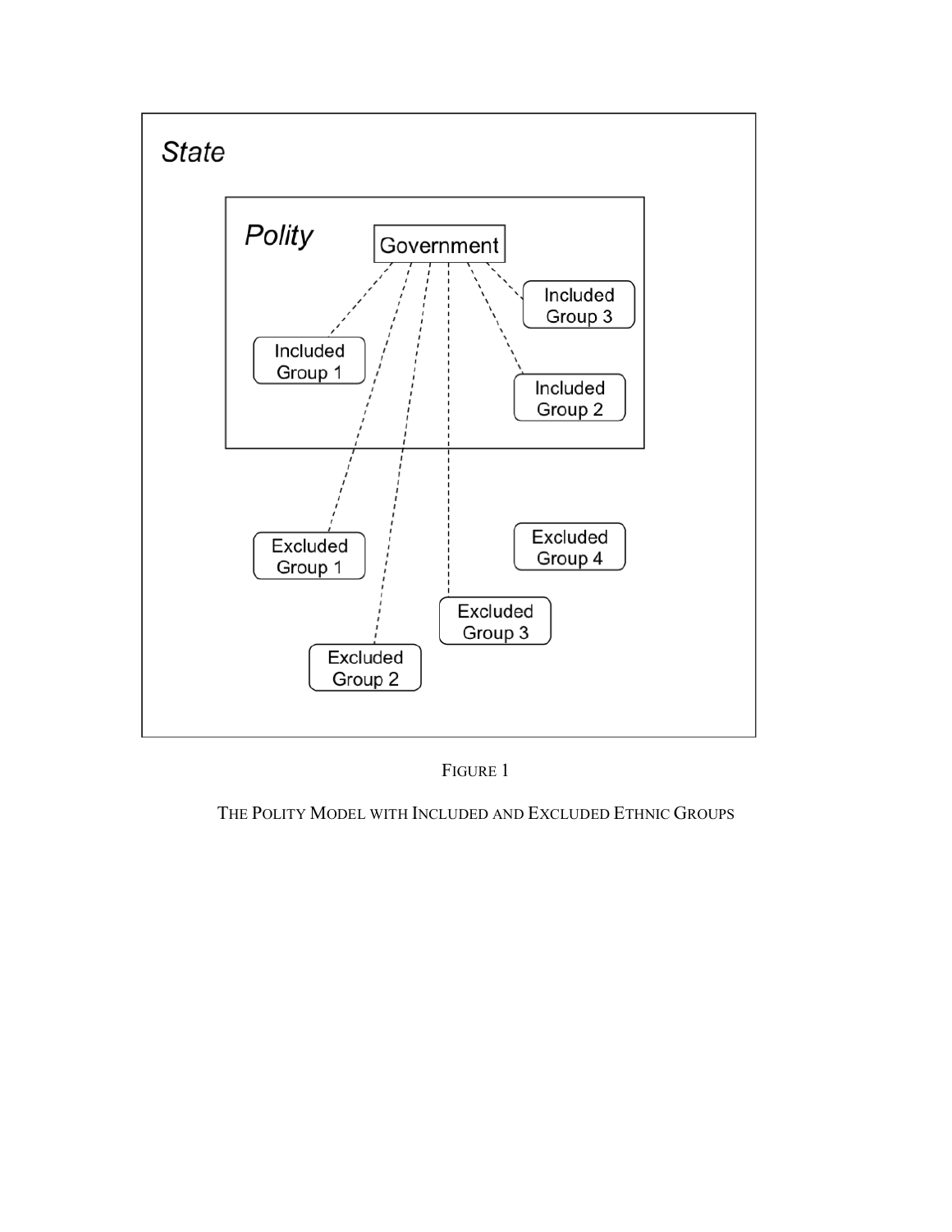FIGURE 1

THE POLITY MODEL WITH INCLUDED AND EXCLUDED ETHNIC GROUPS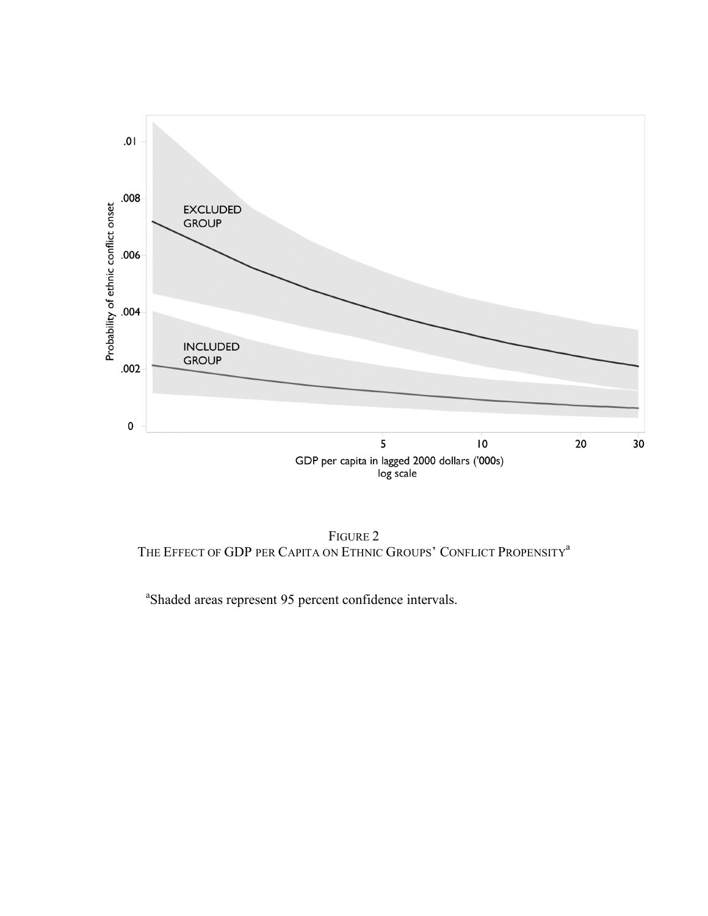FIGURE 2

THE EFFECT OF GDP PER CAPITA ON ETHNIC GROUPS' CONFLICT PROPENSITY[a]

[a]Shaded areas represent 95 percent confidence intervals.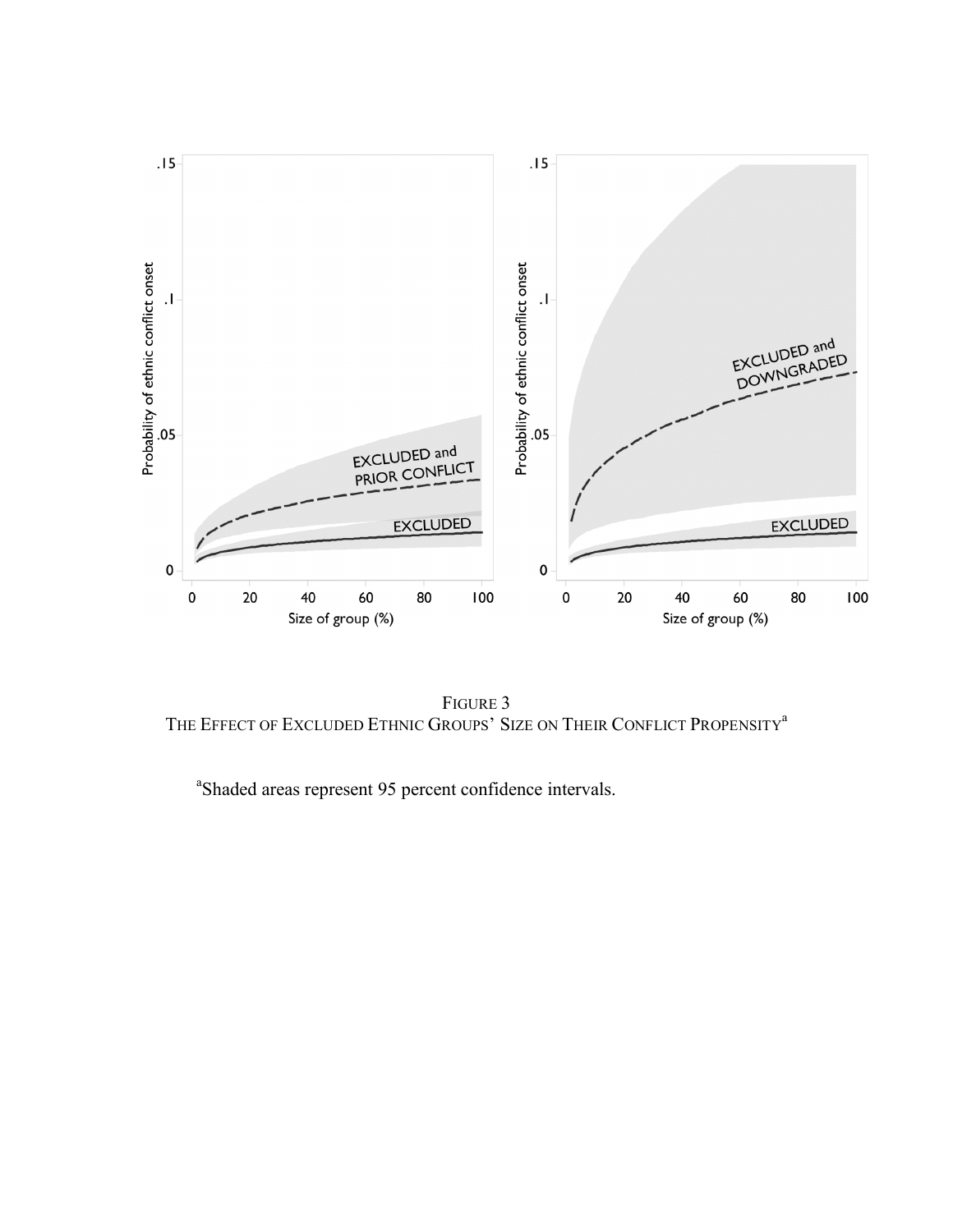FIGURE 3

THE EFFECT OF EXCLUDED ETHNIC GROUPS' SIZE ON THEIR CONFLICT PROPENSITY[a]

[a]Shaded areas represent 95 percent confidence intervals.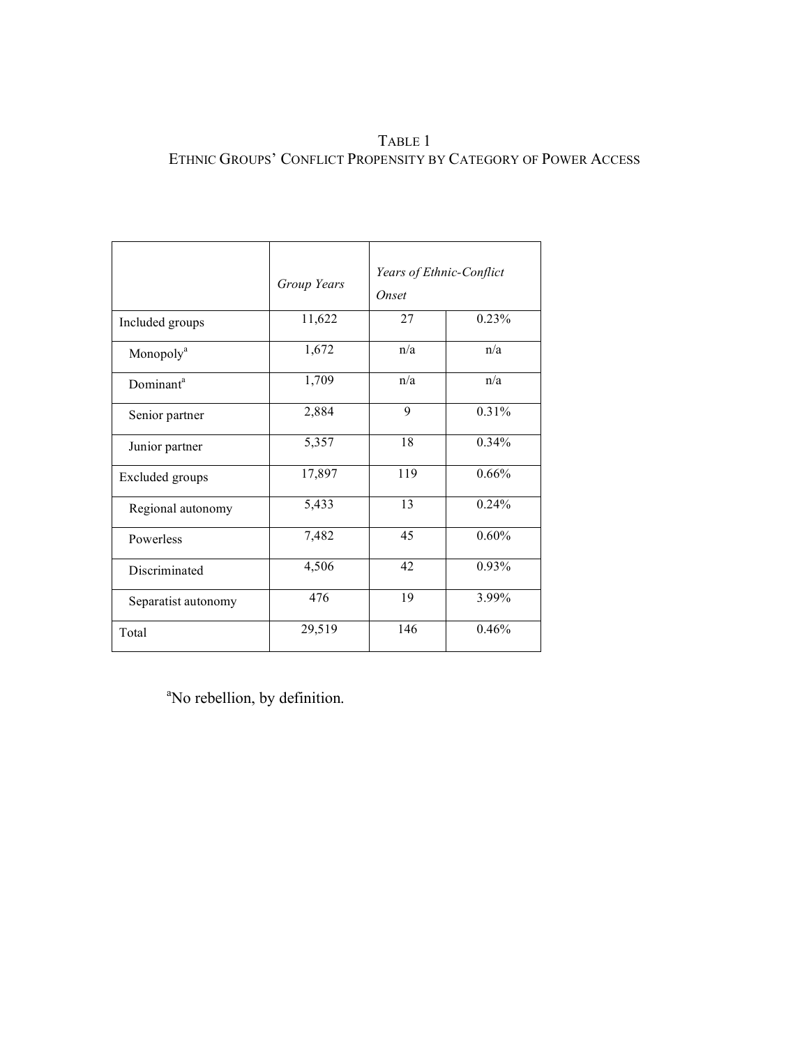TABLE 1
ETHNIC GROUPS' CONFLICT PROPENSITY BY CATEGORY OF POWER ACCESS

| | *Group Years* | *Years of Ethnic-Conflict Onset* | |
|---|---|---|---|
| Included groups | 11,622 | 27 | 0.23% |
| Monopoly[a] | 1,672 | n/a | n/a |
| Dominant[a] | 1,709 | n/a | n/a |
| Senior partner | 2,884 | 9 | 0.31% |
| Junior partner | 5,357 | 18 | 0.34% |
| Excluded groups | 17,897 | 119 | 0.66% |
| Regional autonomy | 5,433 | 13 | 0.24% |
| Powerless | 7,482 | 45 | 0.60% |
| Discriminated | 4,506 | 42 | 0.93% |
| Separatist autonomy | 476 | 19 | 3.99% |
| Total | 29,519 | 146 | 0.46% |

[a]No rebellion, by definition.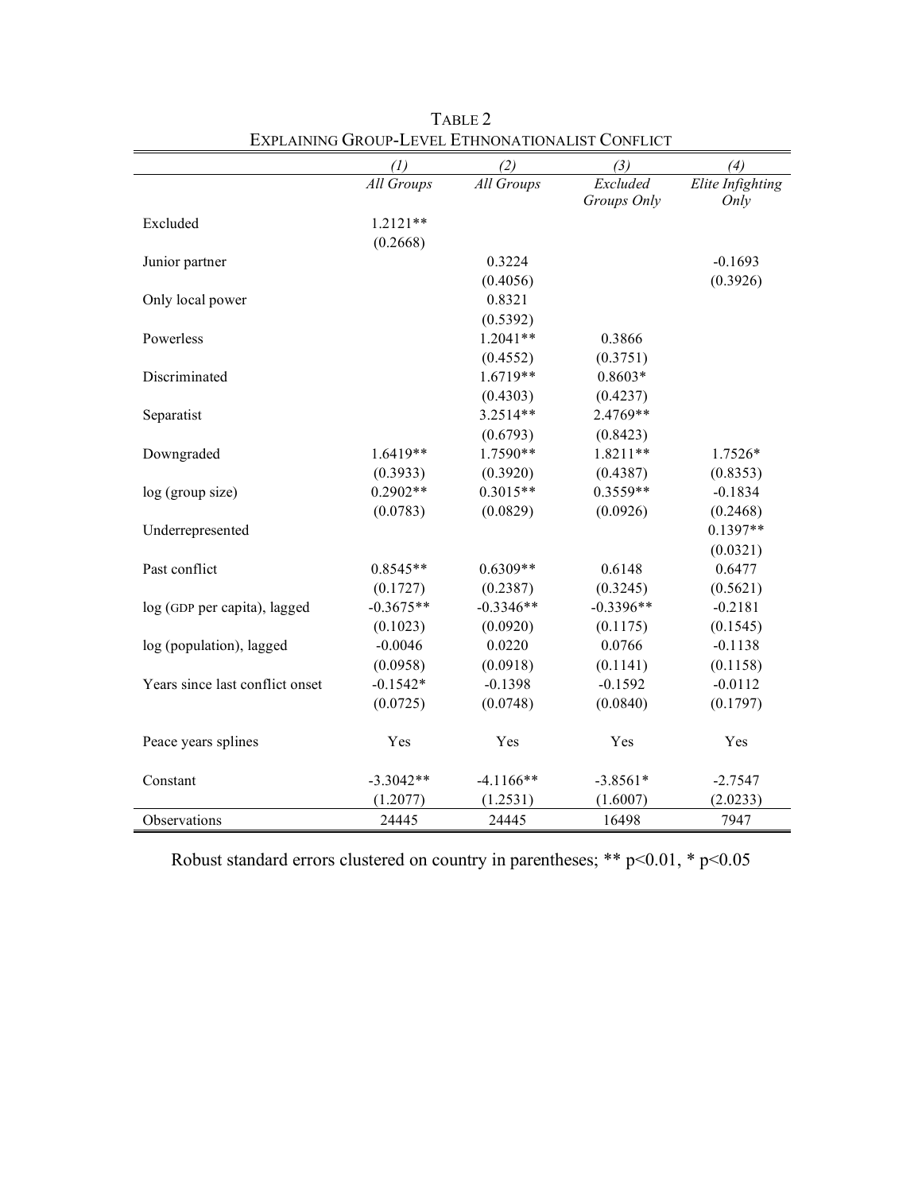TABLE 2
EXPLAINING GROUP-LEVEL ETHNONATIONALIST CONFLICT

| | (1) | (2) | (3) | (4) |
|---|---|---|---|---|
| | *All Groups* | *All Groups* | *Excluded Groups Only* | *Elite Infighting Only* |
| Excluded | 1.2121** | | | |
| | (0.2668) | | | |
| Junior partner | | 0.3224 | | -0.1693 |
| | | (0.4056) | | (0.3926) |
| Only local power | | 0.8321 | | |
| | | (0.5392) | | |
| Powerless | | 1.2041** | 0.3866 | |
| | | (0.4552) | (0.3751) | |
| Discriminated | | 1.6719** | 0.8603* | |
| | | (0.4303) | (0.4237) | |
| Separatist | | 3.2514** | 2.4769** | |
| | | (0.6793) | (0.8423) | |
| Downgraded | 1.6419** | 1.7590** | 1.8211** | 1.7526* |
| | (0.3933) | (0.3920) | (0.4387) | (0.8353) |
| log (group size) | 0.2902** | 0.3015** | 0.3559** | -0.1834 |
| | (0.0783) | (0.0829) | (0.0926) | (0.2468) |
| Underrepresented | | | | 0.1397** |
| | | | | (0.0321) |
| Past conflict | 0.8545** | 0.6309** | 0.6148 | 0.6477 |
| | (0.1727) | (0.2387) | (0.3245) | (0.5621) |
| log (GDP per capita), lagged | -0.3675** | -0.3346** | -0.3396** | -0.2181 |
| | (0.1023) | (0.0920) | (0.1175) | (0.1545) |
| log (population), lagged | -0.0046 | 0.0220 | 0.0766 | -0.1138 |
| | (0.0958) | (0.0918) | (0.1141) | (0.1158) |
| Years since last conflict onset | -0.1542* | -0.1398 | -0.1592 | -0.0112 |
| | (0.0725) | (0.0748) | (0.0840) | (0.1797) |
| Peace years splines | Yes | Yes | Yes | Yes |
| Constant | -3.3042** | -4.1166** | -3.8561* | -2.7547 |
| | (1.2077) | (1.2531) | (1.6007) | (2.0233) |
| Observations | 24445 | 24445 | 16498 | 7947 |

Robust standard errors clustered on country in parentheses; ** p<0.01, * p<0.05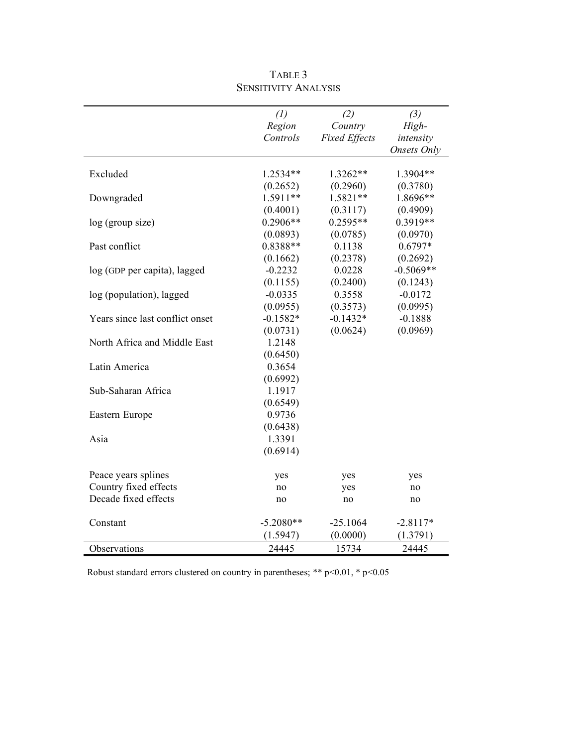TABLE 3
SENSITIVITY ANALYSIS

| | *(1)* *Region Controls* | *(2)* *Country Fixed Effects* | *(3)* *High-intensity Onsets Only* |
|---|---|---|---|
| Excluded | 1.2534** | 1.3262** | 1.3904** |
| | (0.2652) | (0.2960) | (0.3780) |
| Downgraded | 1.5911** | 1.5821** | 1.8696** |
| | (0.4001) | (0.3117) | (0.4909) |
| log (group size) | 0.2906** | 0.2595** | 0.3919** |
| | (0.0893) | (0.0785) | (0.0970) |
| Past conflict | 0.8388** | 0.1138 | 0.6797* |
| | (0.1662) | (0.2378) | (0.2692) |
| log (GDP per capita), lagged | -0.2232 | 0.0228 | -0.5069** |
| | (0.1155) | (0.2400) | (0.1243) |
| log (population), lagged | -0.0335 | 0.3558 | -0.0172 |
| | (0.0955) | (0.3573) | (0.0995) |
| Years since last conflict onset | -0.1582* | -0.1432* | -0.1888 |
| | (0.0731) | (0.0624) | (0.0969) |
| North Africa and Middle East | 1.2148 | | |
| | (0.6450) | | |
| Latin America | 0.3654 | | |
| | (0.6992) | | |
| Sub-Saharan Africa | 1.1917 | | |
| | (0.6549) | | |
| Eastern Europe | 0.9736 | | |
| | (0.6438) | | |
| Asia | 1.3391 | | |
| | (0.6914) | | |
| Peace years splines | yes | yes | yes |
| Country fixed effects | no | yes | no |
| Decade fixed effects | no | no | no |
| Constant | -5.2080** | -25.1064 | -2.8117* |
| | (1.5947) | (0.0000) | (1.3791) |
| Observations | 24445 | 15734 | 24445 |

Robust standard errors clustered on country in parentheses; ** $p<0.01$, * $p<0.05$